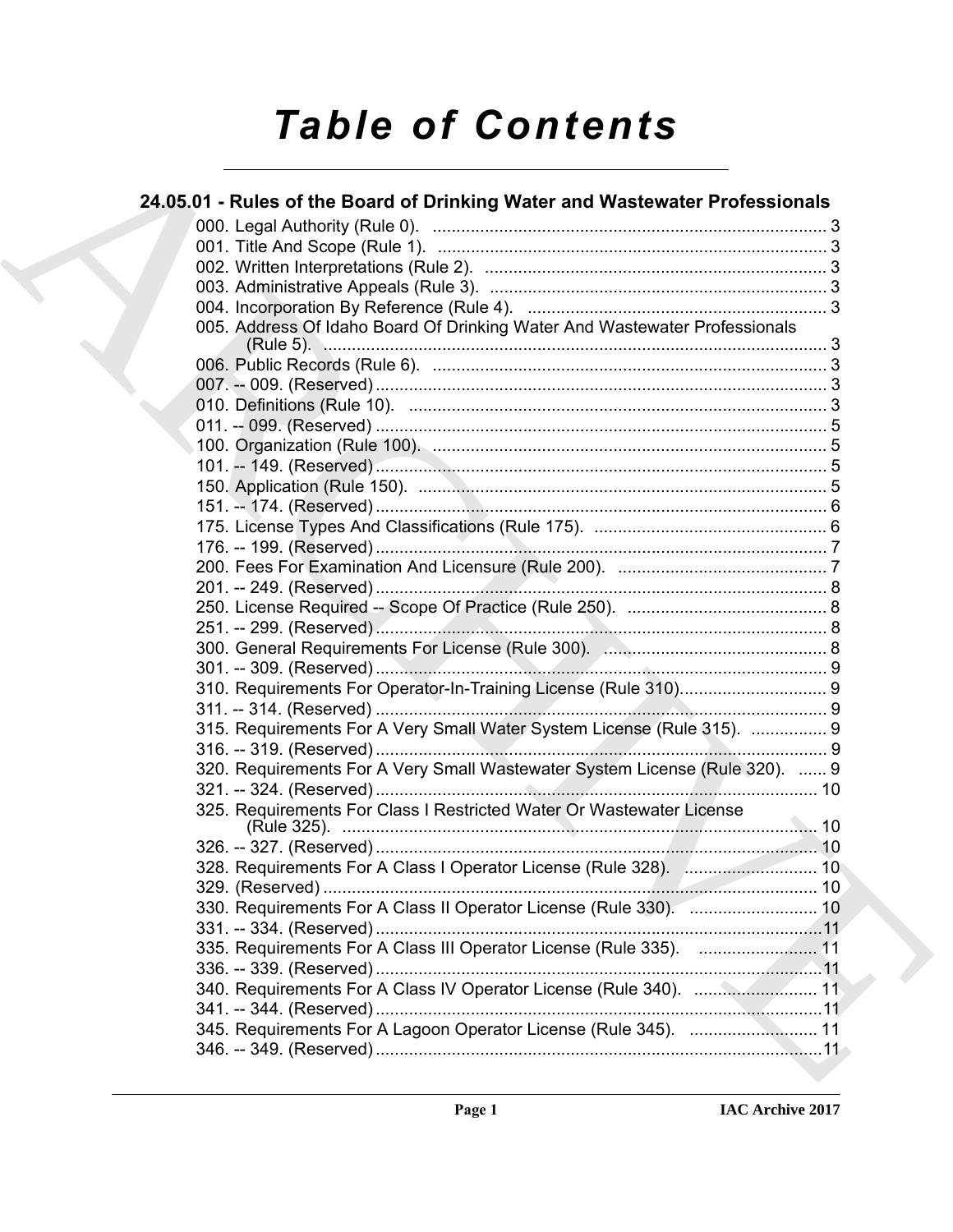# Table of Contents

## 24.05.01 - Rules of the Board of Drinking Water and Wastewater Professionals

000. Legal Authority (Rule 0). ... 3
001. Title And Scope (Rule 1). ... 3
002. Written Interpretations (Rule 2). ... 3
003. Administrative Appeals (Rule 3). ... 3
004. Incorporation By Reference (Rule 4). ... 3
005. Address Of Idaho Board Of Drinking Water And Wastewater Professionals (Rule 5). ... 3
006. Public Records (Rule 6). ... 3
007. -- 009. (Reserved) ... 3
010. Definitions (Rule 10). ... 3
011. -- 099. (Reserved) ... 5
100. Organization (Rule 100). ... 5
101. -- 149. (Reserved) ... 5
150. Application (Rule 150). ... 5
151. -- 174. (Reserved) ... 6
175. License Types And Classifications (Rule 175). ... 6
176. -- 199. (Reserved) ... 7
200. Fees For Examination And Licensure (Rule 200). ... 7
201. -- 249. (Reserved) ... 8
250. License Required -- Scope Of Practice (Rule 250). ... 8
251. -- 299. (Reserved) ... 8
300. General Requirements For License (Rule 300). ... 8
301. -- 309. (Reserved) ... 9
310. Requirements For Operator-In-Training License (Rule 310) ... 9
311. -- 314. (Reserved) ... 9
315. Requirements For A Very Small Water System License (Rule 315). ... 9
316. -- 319. (Reserved) ... 9
320. Requirements For A Very Small Wastewater System License (Rule 320). ... 9
321. -- 324. (Reserved) ... 10
325. Requirements For Class I Restricted Water Or Wastewater License (Rule 325). ... 10
326. -- 327. (Reserved) ... 10
328. Requirements For A Class I Operator License (Rule 328). ... 10
329. (Reserved) ... 10
330. Requirements For A Class II Operator License (Rule 330). ... 10
331. -- 334. (Reserved) ... 11
335. Requirements For A Class III Operator License (Rule 335). ... 11
336. -- 339. (Reserved) ... 11
340. Requirements For A Class IV Operator License (Rule 340). ... 11
341. -- 344. (Reserved) ... 11
345. Requirements For A Lagoon Operator License (Rule 345). ... 11
346. -- 349. (Reserved) ... 11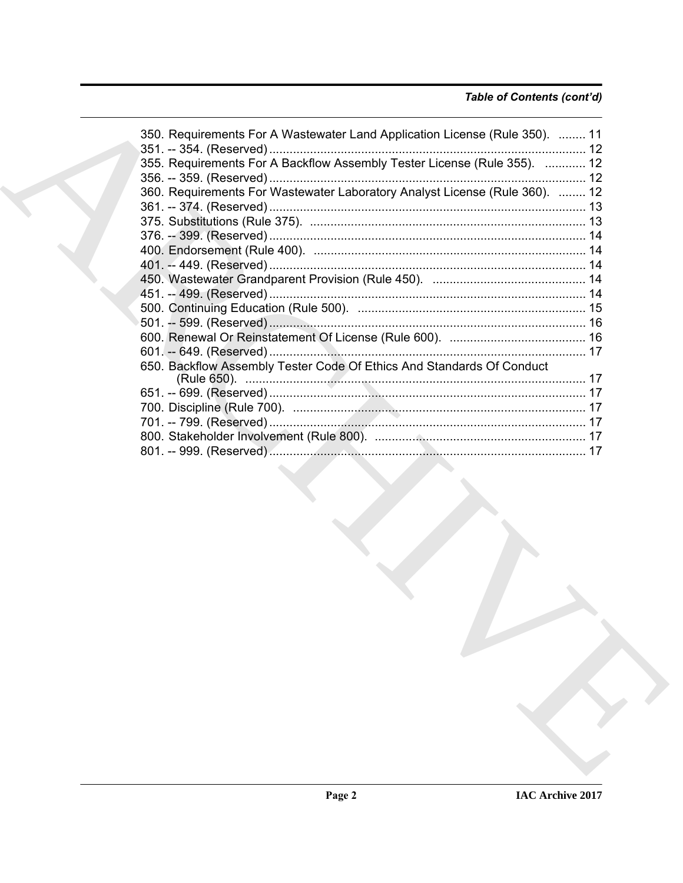*Table of Contents (cont'd)*

350. Requirements For A Wastewater Land Application License (Rule 350). ........ 11
351. -- 354. (Reserved) ............................................................................................ 12
355. Requirements For A Backflow Assembly Tester License (Rule 355). ............ 12
356. -- 359. (Reserved) ............................................................................................ 12
360. Requirements For Wastewater Laboratory Analyst License (Rule 360). ........ 12
361. -- 374. (Reserved) ............................................................................................ 13
375. Substitutions (Rule 375). ................................................................................ 13
376. -- 399. (Reserved) ............................................................................................ 14
400. Endorsement (Rule 400). ................................................................................ 14
401. -- 449. (Reserved) ............................................................................................ 14
450. Wastewater Grandparent Provision (Rule 450). ............................................ 14
451. -- 499. (Reserved) ............................................................................................ 14
500. Continuing Education (Rule 500). .................................................................. 15
501. -- 599. (Reserved) ............................................................................................ 16
600. Renewal Or Reinstatement Of License (Rule 600). ........................................ 16
601. -- 649. (Reserved) ............................................................................................ 17
650. Backflow Assembly Tester Code Of Ethics And Standards Of Conduct (Rule 650). .................................................................................................... 17
651. -- 699. (Reserved) ............................................................................................ 17
700. Discipline (Rule 700). ...................................................................................... 17
701. -- 799. (Reserved) ............................................................................................ 17
800. Stakeholder Involvement (Rule 800). .............................................................. 17
801. -- 999. (Reserved) ............................................................................................ 17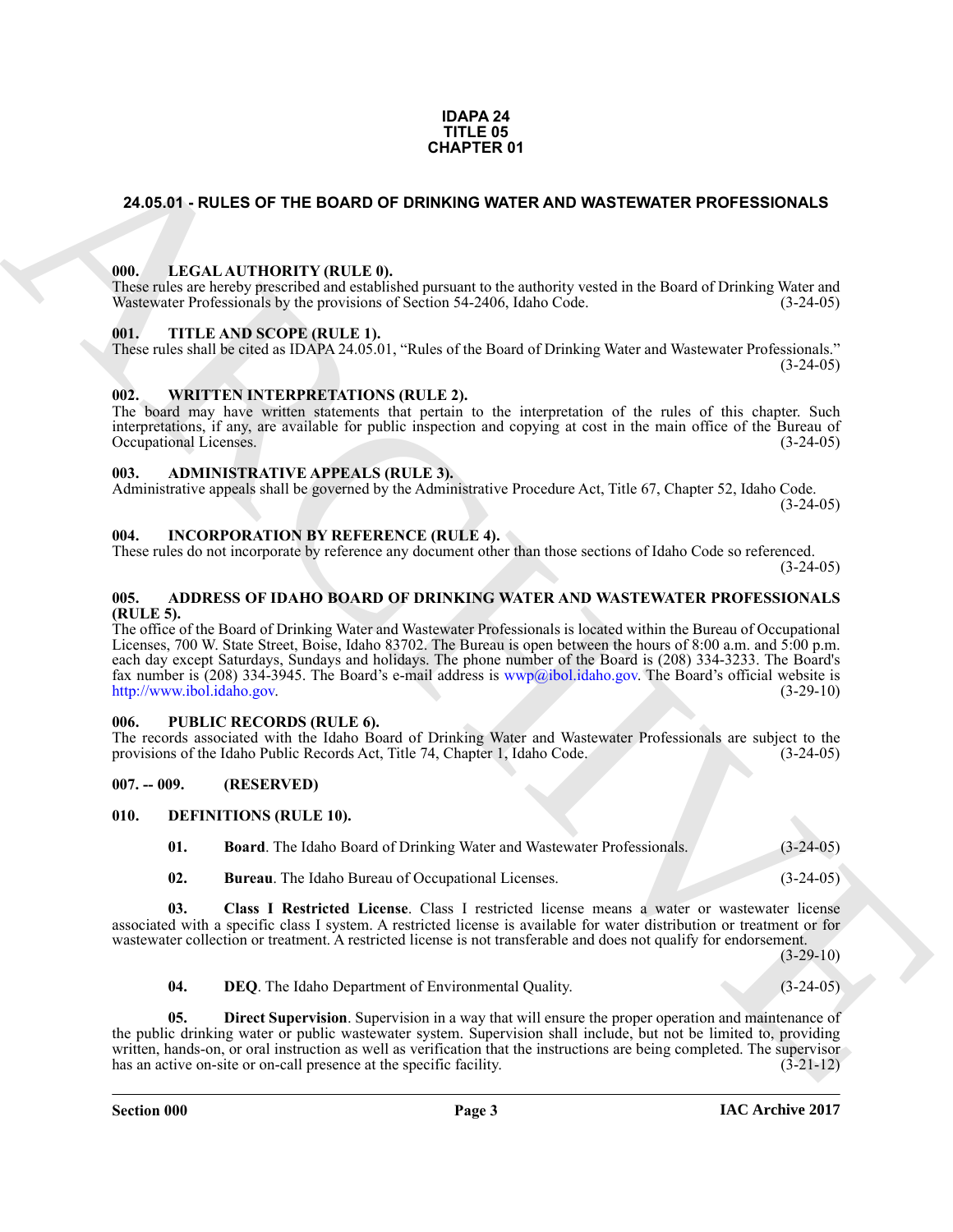**IDAPA 24**
**TITLE 05**
**CHAPTER 01**

## 24.05.01 - RULES OF THE BOARD OF DRINKING WATER AND WASTEWATER PROFESSIONALS

### 000. LEGAL AUTHORITY (RULE 0).

These rules are hereby prescribed and established pursuant to the authority vested in the Board of Drinking Water and Wastewater Professionals by the provisions of Section 54-2406, Idaho Code. (3-24-05)

### 001. TITLE AND SCOPE (RULE 1).

These rules shall be cited as IDAPA 24.05.01, "Rules of the Board of Drinking Water and Wastewater Professionals." (3-24-05)

### 002. WRITTEN INTERPRETATIONS (RULE 2).

The board may have written statements that pertain to the interpretation of the rules of this chapter. Such interpretations, if any, are available for public inspection and copying at cost in the main office of the Bureau of Occupational Licenses. (3-24-05)

### 003. ADMINISTRATIVE APPEALS (RULE 3).

Administrative appeals shall be governed by the Administrative Procedure Act, Title 67, Chapter 52, Idaho Code. (3-24-05)

### 004. INCORPORATION BY REFERENCE (RULE 4).

These rules do not incorporate by reference any document other than those sections of Idaho Code so referenced. (3-24-05)

### 005. ADDRESS OF IDAHO BOARD OF DRINKING WATER AND WASTEWATER PROFESSIONALS (RULE 5).

The office of the Board of Drinking Water and Wastewater Professionals is located within the Bureau of Occupational Licenses, 700 W. State Street, Boise, Idaho 83702. The Bureau is open between the hours of 8:00 a.m. and 5:00 p.m. each day except Saturdays, Sundays and holidays. The phone number of the Board is (208) 334-3233. The Board's fax number is (208) 334-3945. The Board's e-mail address is wwp@ibol.idaho.gov. The Board's official website is http://www.ibol.idaho.gov. (3-29-10)

### 006. PUBLIC RECORDS (RULE 6).

The records associated with the Idaho Board of Drinking Water and Wastewater Professionals are subject to the provisions of the Idaho Public Records Act, Title 74, Chapter 1, Idaho Code. (3-24-05)

### 007. -- 009. (RESERVED)

### 010. DEFINITIONS (RULE 10).

**01. Board**. The Idaho Board of Drinking Water and Wastewater Professionals. (3-24-05)

**02. Bureau**. The Idaho Bureau of Occupational Licenses. (3-24-05)

**03. Class I Restricted License**. Class I restricted license means a water or wastewater license associated with a specific class I system. A restricted license is available for water distribution or treatment or for wastewater collection or treatment. A restricted license is not transferable and does not qualify for endorsement. (3-29-10)

**04. DEQ**. The Idaho Department of Environmental Quality. (3-24-05)

**05. Direct Supervision**. Supervision in a way that will ensure the proper operation and maintenance of the public drinking water or public wastewater system. Supervision shall include, but not be limited to, providing written, hands-on, or oral instruction as well as verification that the instructions are being completed. The supervisor has an active on-site or on-call presence at the specific facility. (3-21-12)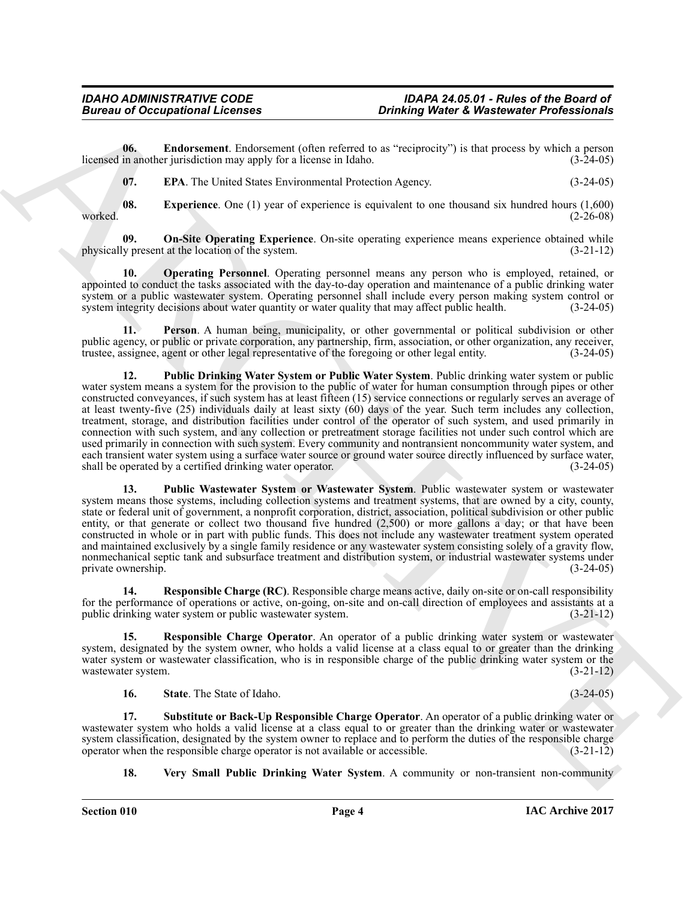**06. Endorsement**. Endorsement (often referred to as "reciprocity") is that process by which a person licensed in another jurisdiction may apply for a license in Idaho. (3-24-05)

**07. EPA**. The United States Environmental Protection Agency. (3-24-05)

**08. Experience**. One (1) year of experience is equivalent to one thousand six hundred hours (1,600) worked. (2-26-08)

**09. On-Site Operating Experience**. On-site operating experience means experience obtained while physically present at the location of the system. (3-21-12)

**10. Operating Personnel**. Operating personnel means any person who is employed, retained, or appointed to conduct the tasks associated with the day-to-day operation and maintenance of a public drinking water system or a public wastewater system. Operating personnel shall include every person making system control or system integrity decisions about water quantity or water quality that may affect public health. (3-24-05)

**11. Person**. A human being, municipality, or other governmental or political subdivision or other public agency, or public or private corporation, any partnership, firm, association, or other organization, any receiver, trustee, assignee, agent or other legal representative of the foregoing or other legal entity. (3-24-05)

**12. Public Drinking Water System or Public Water System**. Public drinking water system or public water system means a system for the provision to the public of water for human consumption through pipes or other constructed conveyances, if such system has at least fifteen (15) service connections or regularly serves an average of at least twenty-five (25) individuals daily at least sixty (60) days of the year. Such term includes any collection, treatment, storage, and distribution facilities under control of the operator of such system, and used primarily in connection with such system, and any collection or pretreatment storage facilities not under such control which are used primarily in connection with such system. Every community and nontransient noncommunity water system, and each transient water system using a surface water source or ground water source directly influenced by surface water, shall be operated by a certified drinking water operator. (3-24-05)

**13. Public Wastewater System or Wastewater System**. Public wastewater system or wastewater system means those systems, including collection systems and treatment systems, that are owned by a city, county, state or federal unit of government, a nonprofit corporation, district, association, political subdivision or other public entity, or that generate or collect two thousand five hundred (2,500) or more gallons a day; or that have been constructed in whole or in part with public funds. This does not include any wastewater treatment system operated and maintained exclusively by a single family residence or any wastewater system consisting solely of a gravity flow, nonmechanical septic tank and subsurface treatment and distribution system, or industrial wastewater systems under private ownership. (3-24-05)

**14. Responsible Charge (RC)**. Responsible charge means active, daily on-site or on-call responsibility for the performance of operations or active, on-going, on-site and on-call direction of employees and assistants at a public drinking water system or public wastewater system. (3-21-12)

**15. Responsible Charge Operator**. An operator of a public drinking water system or wastewater system, designated by the system owner, who holds a valid license at a class equal to or greater than the drinking water system or wastewater classification, who is in responsible charge of the public drinking water system or the wastewater system. (3-21-12)

**16. State**. The State of Idaho. (3-24-05)

**17. Substitute or Back-Up Responsible Charge Operator**. An operator of a public drinking water or wastewater system who holds a valid license at a class equal to or greater than the drinking water or wastewater system classification, designated by the system owner to replace and to perform the duties of the responsible charge operator when the responsible charge operator is not available or accessible. (3-21-12)

**18. Very Small Public Drinking Water System**. A community or non-transient non-community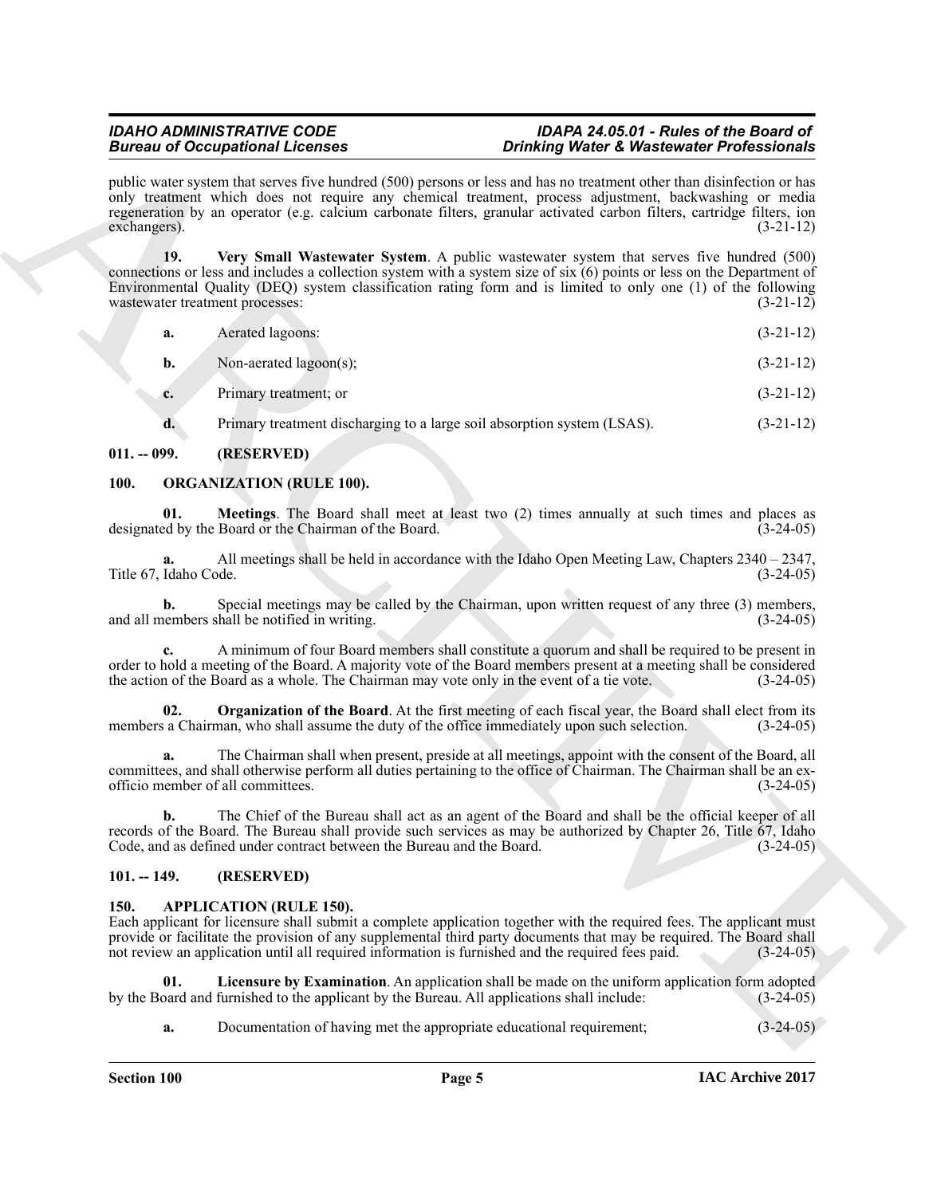public water system that serves five hundred (500) persons or less and has no treatment other than disinfection or has only treatment which does not require any chemical treatment, process adjustment, backwashing or media regeneration by an operator (e.g. calcium carbonate filters, granular activated carbon filters, cartridge filters, ion exchangers). (3-21-12)

**19. Very Small Wastewater System**. A public wastewater system that serves five hundred (500) connections or less and includes a collection system with a system size of six (6) points or less on the Department of Environmental Quality (DEQ) system classification rating form and is limited to only one (1) of the following wastewater treatment processes: (3-21-12)

**a.** Aerated lagoons: (3-21-12)

**b.** Non-aerated lagoon(s); (3-21-12)

**c.** Primary treatment; or (3-21-12)

**d.** Primary treatment discharging to a large soil absorption system (LSAS). (3-21-12)

## 011. -- 099. (RESERVED)

## 100. ORGANIZATION (RULE 100).

**01. Meetings**. The Board shall meet at least two (2) times annually at such times and places as designated by the Board or the Chairman of the Board. (3-24-05)

**a.** All meetings shall be held in accordance with the Idaho Open Meeting Law, Chapters 2340 – 2347, Title 67, Idaho Code. (3-24-05)

**b.** Special meetings may be called by the Chairman, upon written request of any three (3) members, and all members shall be notified in writing. (3-24-05)

**c.** A minimum of four Board members shall constitute a quorum and shall be required to be present in order to hold a meeting of the Board. A majority vote of the Board members present at a meeting shall be considered the action of the Board as a whole. The Chairman may vote only in the event of a tie vote. (3-24-05)

**02. Organization of the Board**. At the first meeting of each fiscal year, the Board shall elect from its members a Chairman, who shall assume the duty of the office immediately upon such selection. (3-24-05)

**a.** The Chairman shall when present, preside at all meetings, appoint with the consent of the Board, all committees, and shall otherwise perform all duties pertaining to the office of Chairman. The Chairman shall be an ex-officio member of all committees. (3-24-05)

**b.** The Chief of the Bureau shall act as an agent of the Board and shall be the official keeper of all records of the Board. The Bureau shall provide such services as may be authorized by Chapter 26, Title 67, Idaho Code, and as defined under contract between the Bureau and the Board. (3-24-05)

## 101. -- 149. (RESERVED)

## 150. APPLICATION (RULE 150).

Each applicant for licensure shall submit a complete application together with the required fees. The applicant must provide or facilitate the provision of any supplemental third party documents that may be required. The Board shall not review an application until all required information is furnished and the required fees paid. (3-24-05)

**01. Licensure by Examination**. An application shall be made on the uniform application form adopted by the Board and furnished to the applicant by the Bureau. All applications shall include: (3-24-05)

**a.** Documentation of having met the appropriate educational requirement; (3-24-05)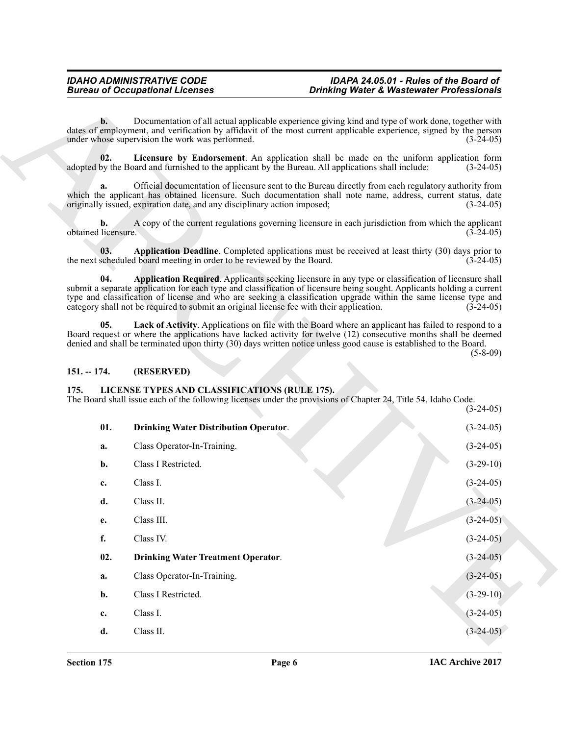**b.** Documentation of all actual applicable experience giving kind and type of work done, together with dates of employment, and verification by affidavit of the most current applicable experience, signed by the person under whose supervision the work was performed. (3-24-05)

**02. Licensure by Endorsement**. An application shall be made on the uniform application form adopted by the Board and furnished to the applicant by the Bureau. All applications shall include: (3-24-05)

**a.** Official documentation of licensure sent to the Bureau directly from each regulatory authority from which the applicant has obtained licensure. Such documentation shall note name, address, current status, date originally issued, expiration date, and any disciplinary action imposed; (3-24-05)

**b.** A copy of the current regulations governing licensure in each jurisdiction from which the applicant obtained licensure. (3-24-05)

**03. Application Deadline**. Completed applications must be received at least thirty (30) days prior to the next scheduled board meeting in order to be reviewed by the Board. (3-24-05)

**04. Application Required**. Applicants seeking licensure in any type or classification of licensure shall submit a separate application for each type and classification of licensure being sought. Applicants holding a current type and classification of license and who are seeking a classification upgrade within the same license type and category shall not be required to submit an original license fee with their application. (3-24-05)

**05. Lack of Activity**. Applications on file with the Board where an applicant has failed to respond to a Board request or where the applications have lacked activity for twelve (12) consecutive months shall be deemed denied and shall be terminated upon thirty (30) days written notice unless good cause is established to the Board. (5-8-09)

## 151. -- 174. (RESERVED)

## 175. LICENSE TYPES AND CLASSIFICATIONS (RULE 175).

The Board shall issue each of the following licenses under the provisions of Chapter 24, Title 54, Idaho Code. (3-24-05)

**01. Drinking Water Distribution Operator**. (3-24-05)

**a.** Class Operator-In-Training. (3-24-05)

**b.** Class I Restricted. (3-29-10)

**c.** Class I. (3-24-05)

**d.** Class II. (3-24-05)

**e.** Class III. (3-24-05)

**f.** Class IV. (3-24-05)

**02. Drinking Water Treatment Operator**. (3-24-05)

**a.** Class Operator-In-Training. (3-24-05)

**b.** Class I Restricted. (3-29-10)

**c.** Class I. (3-24-05)

**d.** Class II. (3-24-05)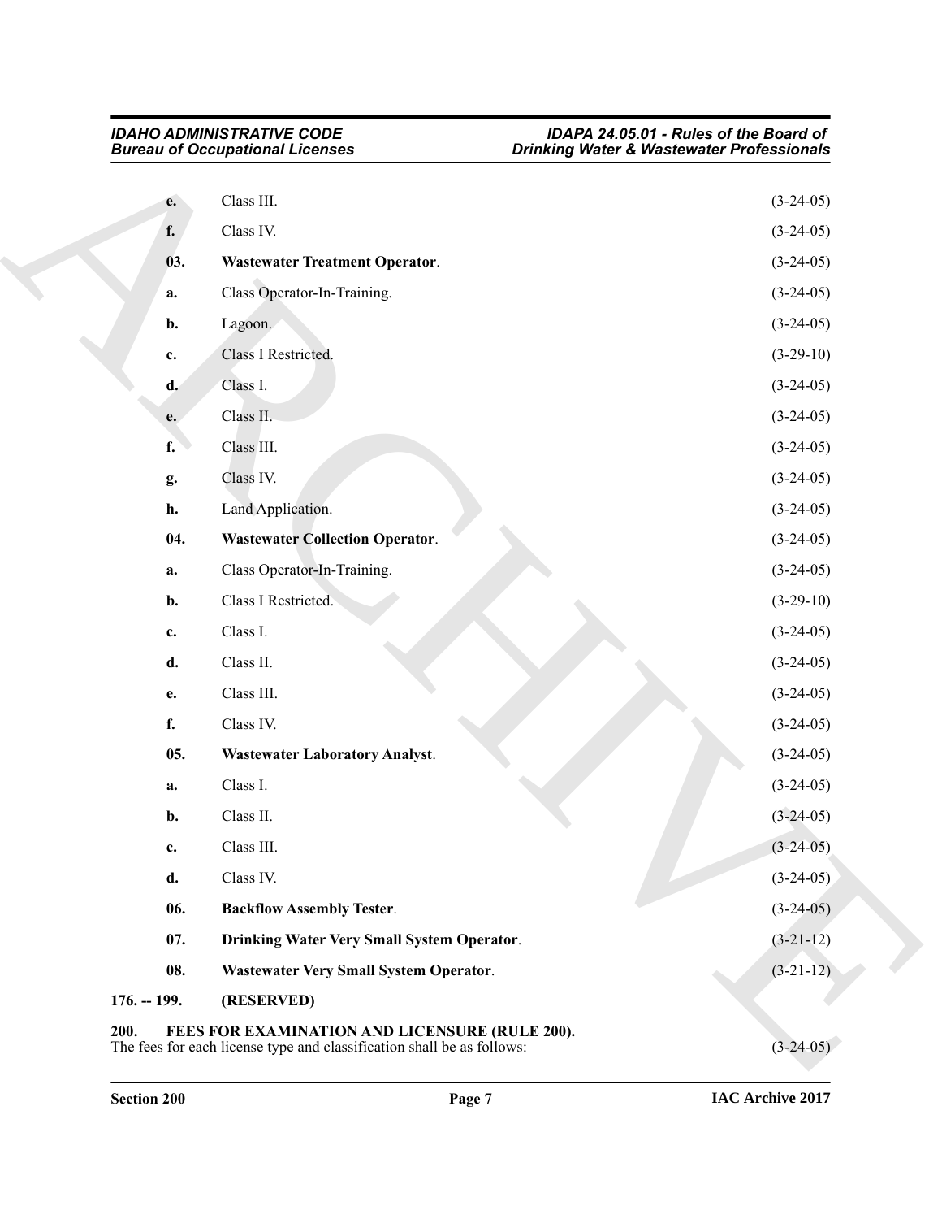**e.** Class III. (3-24-05)

**f.** Class IV. (3-24-05)

**03. Wastewater Treatment Operator**. (3-24-05)

**a.** Class Operator-In-Training. (3-24-05)

**b.** Lagoon. (3-24-05)

**c.** Class I Restricted. (3-29-10)

**d.** Class I. (3-24-05)

**e.** Class II. (3-24-05)

**f.** Class III. (3-24-05)

**g.** Class IV. (3-24-05)

**h.** Land Application. (3-24-05)

**04. Wastewater Collection Operator**. (3-24-05)

**a.** Class Operator-In-Training. (3-24-05)

**b.** Class I Restricted. (3-29-10)

**c.** Class I. (3-24-05)

**d.** Class II. (3-24-05)

**e.** Class III. (3-24-05)

**f.** Class IV. (3-24-05)

**05. Wastewater Laboratory Analyst**. (3-24-05)

**a.** Class I. (3-24-05)

**b.** Class II. (3-24-05)

**c.** Class III. (3-24-05)

**d.** Class IV. (3-24-05)

**06. Backflow Assembly Tester**. (3-24-05)

**07. Drinking Water Very Small System Operator**. (3-21-12)

**08. Wastewater Very Small System Operator**. (3-21-12)

**176. -- 199. (RESERVED)**

**200. FEES FOR EXAMINATION AND LICENSURE (RULE 200).**
The fees for each license type and classification shall be as follows: (3-24-05)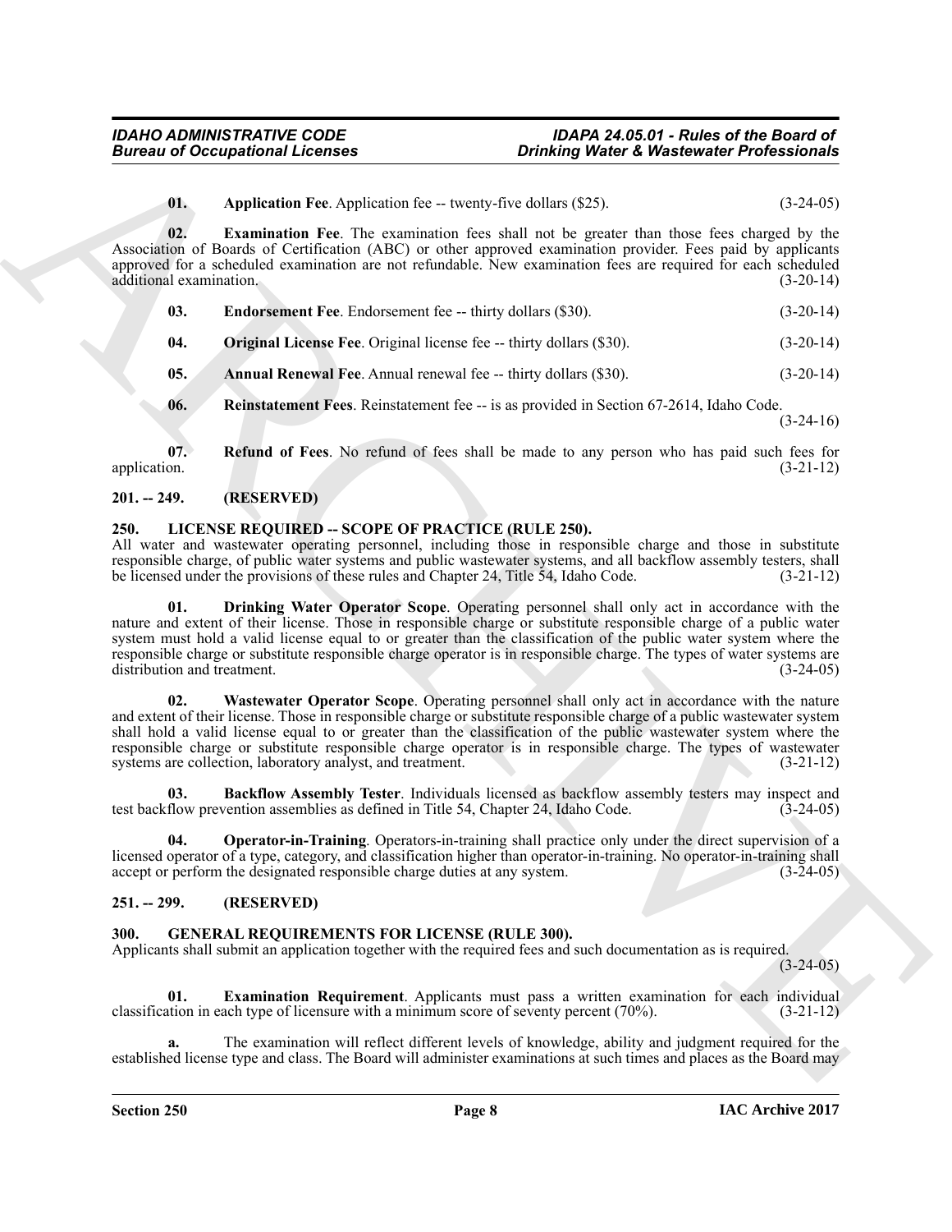**01. Application Fee**. Application fee -- twenty-five dollars ($25). (3-24-05)

**02. Examination Fee**. The examination fees shall not be greater than those fees charged by the Association of Boards of Certification (ABC) or other approved examination provider. Fees paid by applicants approved for a scheduled examination are not refundable. New examination fees are required for each scheduled additional examination. (3-20-14)

**03. Endorsement Fee**. Endorsement fee -- thirty dollars ($30). (3-20-14)

**04. Original License Fee**. Original license fee -- thirty dollars ($30). (3-20-14)

**05. Annual Renewal Fee**. Annual renewal fee -- thirty dollars ($30). (3-20-14)

**06. Reinstatement Fees**. Reinstatement fee -- is as provided in Section 67-2614, Idaho Code. (3-24-16)

**07. Refund of Fees**. No refund of fees shall be made to any person who has paid such fees for application. (3-21-12)

## 201. -- 249. (RESERVED)

## 250. LICENSE REQUIRED -- SCOPE OF PRACTICE (RULE 250).

All water and wastewater operating personnel, including those in responsible charge and those in substitute responsible charge, of public water systems and public wastewater systems, and all backflow assembly testers, shall be licensed under the provisions of these rules and Chapter 24, Title 54, Idaho Code. (3-21-12)

**01. Drinking Water Operator Scope**. Operating personnel shall only act in accordance with the nature and extent of their license. Those in responsible charge or substitute responsible charge of a public water system must hold a valid license equal to or greater than the classification of the public water system where the responsible charge or substitute responsible charge operator is in responsible charge. The types of water systems are distribution and treatment. (3-24-05)

**02. Wastewater Operator Scope**. Operating personnel shall only act in accordance with the nature and extent of their license. Those in responsible charge or substitute responsible charge of a public wastewater system shall hold a valid license equal to or greater than the classification of the public wastewater system where the responsible charge or substitute responsible charge operator is in responsible charge. The types of wastewater systems are collection, laboratory analyst, and treatment. (3-21-12)

**03. Backflow Assembly Tester**. Individuals licensed as backflow assembly testers may inspect and test backflow prevention assemblies as defined in Title 54, Chapter 24, Idaho Code. (3-24-05)

**04. Operator-in-Training**. Operators-in-training shall practice only under the direct supervision of a licensed operator of a type, category, and classification higher than operator-in-training. No operator-in-training shall accept or perform the designated responsible charge duties at any system. (3-24-05)

## 251. -- 299. (RESERVED)

## 300. GENERAL REQUIREMENTS FOR LICENSE (RULE 300).

Applicants shall submit an application together with the required fees and such documentation as is required. (3-24-05)

**01. Examination Requirement**. Applicants must pass a written examination for each individual classification in each type of licensure with a minimum score of seventy percent (70%). (3-21-12)

**a.** The examination will reflect different levels of knowledge, ability and judgment required for the established license type and class. The Board will administer examinations at such times and places as the Board may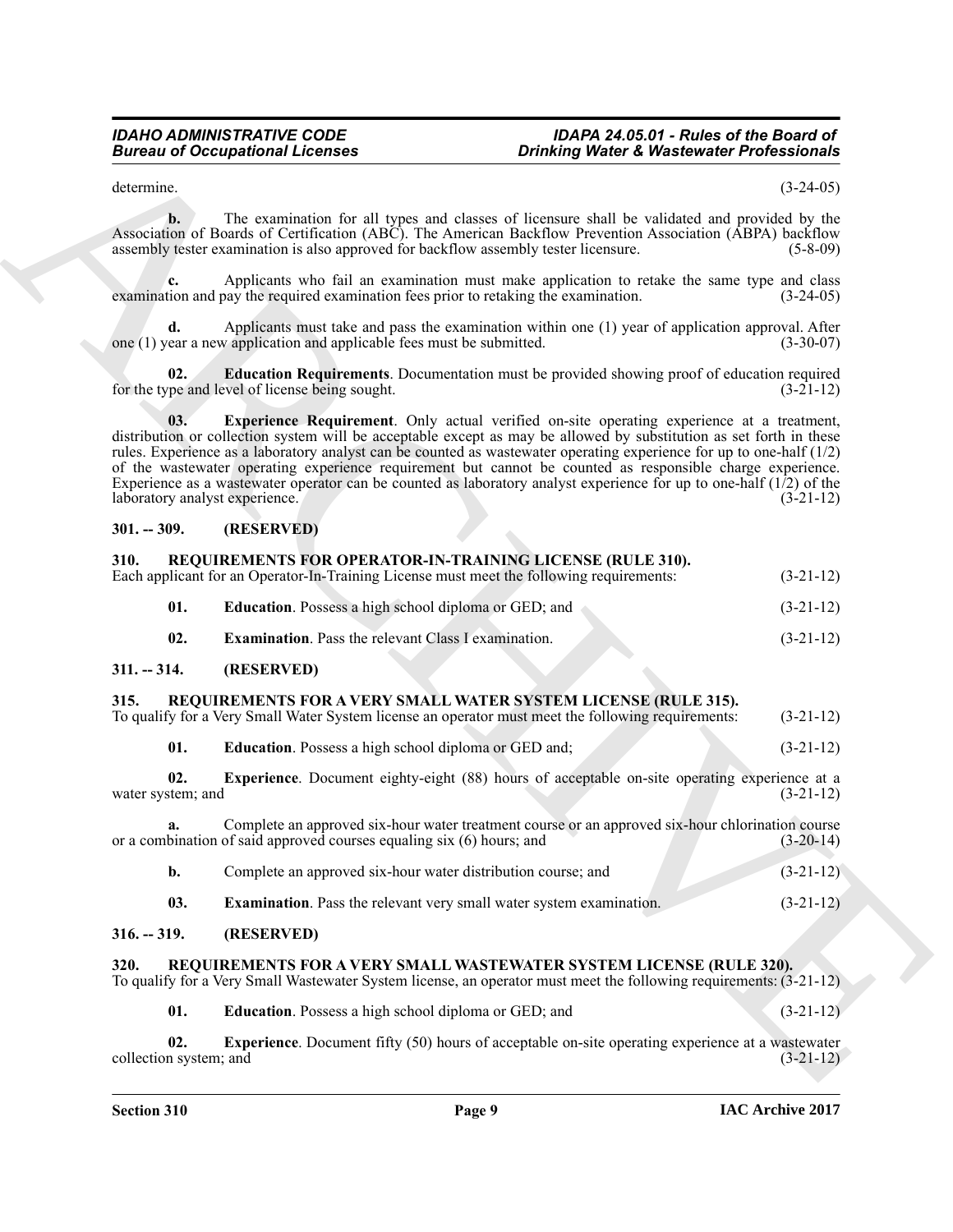determine. (3-24-05)

**b.** The examination for all types and classes of licensure shall be validated and provided by the Association of Boards of Certification (ABC). The American Backflow Prevention Association (ABPA) backflow assembly tester examination is also approved for backflow assembly tester licensure. (5-8-09)

**c.** Applicants who fail an examination must make application to retake the same type and class examination and pay the required examination fees prior to retaking the examination. (3-24-05)

**d.** Applicants must take and pass the examination within one (1) year of application approval. After one (1) year a new application and applicable fees must be submitted. (3-30-07)

**02. Education Requirements**. Documentation must be provided showing proof of education required for the type and level of license being sought. (3-21-12)

**03. Experience Requirement**. Only actual verified on-site operating experience at a treatment, distribution or collection system will be acceptable except as may be allowed by substitution as set forth in these rules. Experience as a laboratory analyst can be counted as wastewater operating experience for up to one-half (1/2) of the wastewater operating experience requirement but cannot be counted as responsible charge experience. Experience as a wastewater operator can be counted as laboratory analyst experience for up to one-half (1/2) of the laboratory analyst experience. (3-21-12)

## 301. -- 309. (RESERVED)

## 310. REQUIREMENTS FOR OPERATOR-IN-TRAINING LICENSE (RULE 310).

Each applicant for an Operator-In-Training License must meet the following requirements: (3-21-12)

**01. Education**. Possess a high school diploma or GED; and (3-21-12)

**02. Examination**. Pass the relevant Class I examination. (3-21-12)

## 311. -- 314. (RESERVED)

## 315. REQUIREMENTS FOR A VERY SMALL WATER SYSTEM LICENSE (RULE 315).

To qualify for a Very Small Water System license an operator must meet the following requirements: (3-21-12)

**01. Education**. Possess a high school diploma or GED and; (3-21-12)

**02. Experience**. Document eighty-eight (88) hours of acceptable on-site operating experience at a water system; and (3-21-12)

**a.** Complete an approved six-hour water treatment course or an approved six-hour chlorination course or a combination of said approved courses equaling six (6) hours; and (3-20-14)

**b.** Complete an approved six-hour water distribution course; and (3-21-12)

**03. Examination**. Pass the relevant very small water system examination. (3-21-12)

## 316. -- 319. (RESERVED)

## 320. REQUIREMENTS FOR A VERY SMALL WASTEWATER SYSTEM LICENSE (RULE 320).

To qualify for a Very Small Wastewater System license, an operator must meet the following requirements: (3-21-12)

**01. Education**. Possess a high school diploma or GED; and (3-21-12)

**02. Experience**. Document fifty (50) hours of acceptable on-site operating experience at a wastewater collection system; and (3-21-12)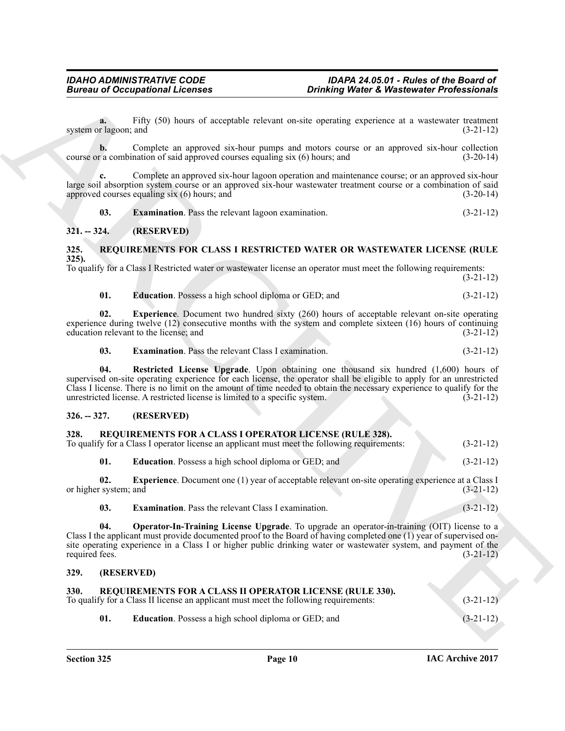**a.** Fifty (50) hours of acceptable relevant on-site operating experience at a wastewater treatment system or lagoon; and (3-21-12)

**b.** Complete an approved six-hour pumps and motors course or an approved six-hour collection course or a combination of said approved courses equaling six (6) hours; and (3-20-14)

**c.** Complete an approved six-hour lagoon operation and maintenance course; or an approved six-hour large soil absorption system course or an approved six-hour wastewater treatment course or a combination of said approved courses equaling six (6) hours; and (3-20-14)

**03. Examination**. Pass the relevant lagoon examination. (3-21-12)

### 321. -- 324. (RESERVED)

### 325. REQUIREMENTS FOR CLASS I RESTRICTED WATER OR WASTEWATER LICENSE (RULE 325).

To qualify for a Class I Restricted water or wastewater license an operator must meet the following requirements: (3-21-12)

**01. Education**. Possess a high school diploma or GED; and (3-21-12)

**02. Experience**. Document two hundred sixty (260) hours of acceptable relevant on-site operating experience during twelve (12) consecutive months with the system and complete sixteen (16) hours of continuing education relevant to the license; and (3-21-12)

**03. Examination**. Pass the relevant Class I examination. (3-21-12)

**04. Restricted License Upgrade**. Upon obtaining one thousand six hundred (1,600) hours of supervised on-site operating experience for each license, the operator shall be eligible to apply for an unrestricted Class I license. There is no limit on the amount of time needed to obtain the necessary experience to qualify for the unrestricted license. A restricted license is limited to a specific system. (3-21-12)

### 326. -- 327. (RESERVED)

### 328. REQUIREMENTS FOR A CLASS I OPERATOR LICENSE (RULE 328).

To qualify for a Class I operator license an applicant must meet the following requirements: (3-21-12)

**01. Education**. Possess a high school diploma or GED; and (3-21-12)

**02. Experience**. Document one (1) year of acceptable relevant on-site operating experience at a Class I or higher system; and (3-21-12)

**03. Examination**. Pass the relevant Class I examination. (3-21-12)

**04. Operator-In-Training License Upgrade**. To upgrade an operator-in-training (OIT) license to a Class I the applicant must provide documented proof to the Board of having completed one (1) year of supervised on-site operating experience in a Class I or higher public drinking water or wastewater system, and payment of the required fees. (3-21-12)

### 329. (RESERVED)

### 330. REQUIREMENTS FOR A CLASS II OPERATOR LICENSE (RULE 330).

To qualify for a Class II license an applicant must meet the following requirements: (3-21-12)

**01. Education**. Possess a high school diploma or GED; and (3-21-12)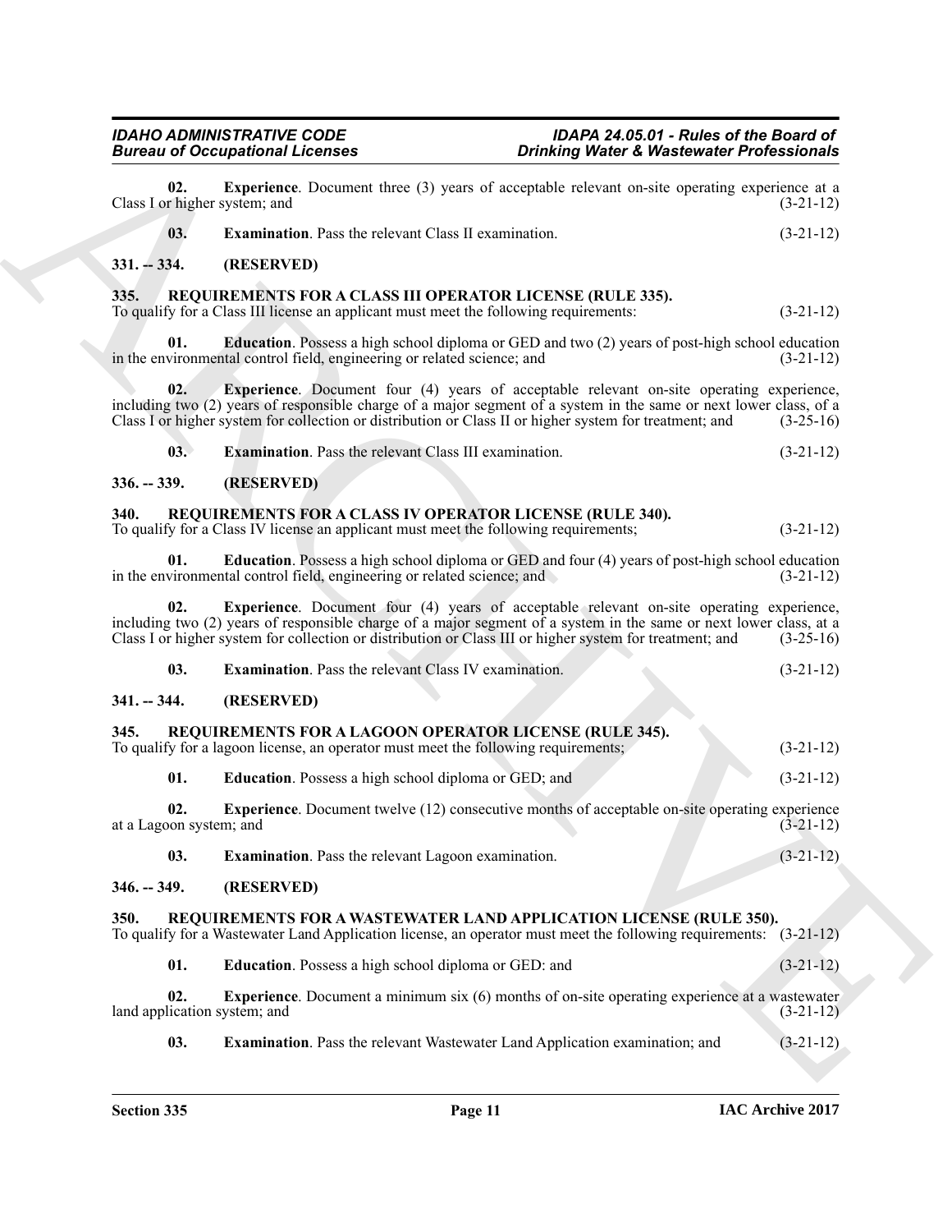**02. Experience**. Document three (3) years of acceptable relevant on-site operating experience at a Class I or higher system; and (3-21-12)

**03. Examination**. Pass the relevant Class II examination. (3-21-12)

## 331. -- 334. (RESERVED)

## 335. REQUIREMENTS FOR A CLASS III OPERATOR LICENSE (RULE 335).

To qualify for a Class III license an applicant must meet the following requirements: (3-21-12)

**01. Education**. Possess a high school diploma or GED and two (2) years of post-high school education in the environmental control field, engineering or related science; and (3-21-12)

**02. Experience**. Document four (4) years of acceptable relevant on-site operating experience, including two (2) years of responsible charge of a major segment of a system in the same or next lower class, of a Class I or higher system for collection or distribution or Class II or higher system for treatment; and (3-25-16)

**03. Examination**. Pass the relevant Class III examination. (3-21-12)

## 336. -- 339. (RESERVED)

## 340. REQUIREMENTS FOR A CLASS IV OPERATOR LICENSE (RULE 340).

To qualify for a Class IV license an applicant must meet the following requirements; (3-21-12)

**01. Education**. Possess a high school diploma or GED and four (4) years of post-high school education in the environmental control field, engineering or related science; and (3-21-12)

**02. Experience**. Document four (4) years of acceptable relevant on-site operating experience, including two (2) years of responsible charge of a major segment of a system in the same or next lower class, at a Class I or higher system for collection or distribution or Class III or higher system for treatment; and (3-25-16)

**03. Examination**. Pass the relevant Class IV examination. (3-21-12)

## 341. -- 344. (RESERVED)

## 345. REQUIREMENTS FOR A LAGOON OPERATOR LICENSE (RULE 345).

To qualify for a lagoon license, an operator must meet the following requirements; (3-21-12)

**01. Education**. Possess a high school diploma or GED; and (3-21-12)

**02. Experience**. Document twelve (12) consecutive months of acceptable on-site operating experience at a Lagoon system; and (3-21-12)

**03. Examination**. Pass the relevant Lagoon examination. (3-21-12)

## 346. -- 349. (RESERVED)

## 350. REQUIREMENTS FOR A WASTEWATER LAND APPLICATION LICENSE (RULE 350).

To qualify for a Wastewater Land Application license, an operator must meet the following requirements: (3-21-12)

**01. Education**. Possess a high school diploma or GED: and (3-21-12)

**02. Experience**. Document a minimum six (6) months of on-site operating experience at a wastewater land application system; and (3-21-12)

**03. Examination**. Pass the relevant Wastewater Land Application examination; and (3-21-12)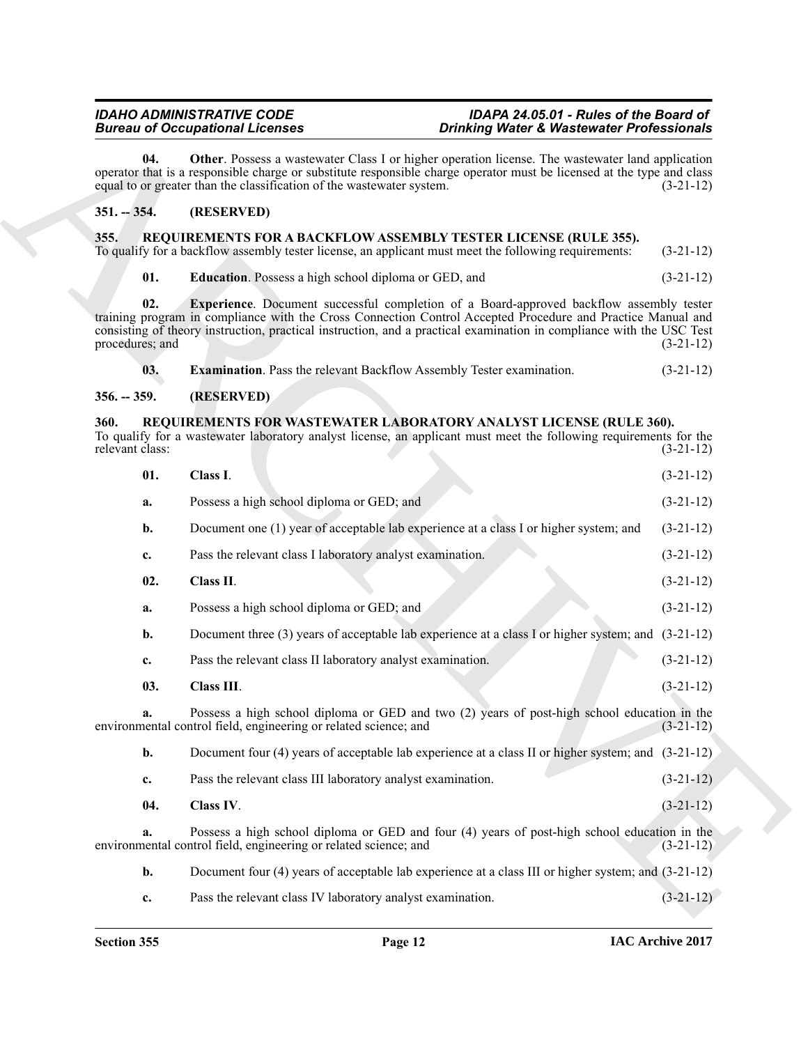**04. Other**. Possess a wastewater Class I or higher operation license. The wastewater land application operator that is a responsible charge or substitute responsible charge operator must be licensed at the type and class equal to or greater than the classification of the wastewater system. (3-21-12)

### 351. -- 354. (RESERVED)

### 355. REQUIREMENTS FOR A BACKFLOW ASSEMBLY TESTER LICENSE (RULE 355).

To qualify for a backflow assembly tester license, an applicant must meet the following requirements: (3-21-12)

**01. Education**. Possess a high school diploma or GED, and (3-21-12)

**02. Experience**. Document successful completion of a Board-approved backflow assembly tester training program in compliance with the Cross Connection Control Accepted Procedure and Practice Manual and consisting of theory instruction, practical instruction, and a practical examination in compliance with the USC Test procedures; and (3-21-12)

**03. Examination**. Pass the relevant Backflow Assembly Tester examination. (3-21-12)

### 356. -- 359. (RESERVED)

### 360. REQUIREMENTS FOR WASTEWATER LABORATORY ANALYST LICENSE (RULE 360).

To qualify for a wastewater laboratory analyst license, an applicant must meet the following requirements for the relevant class: (3-21-12)

**01. Class I**. (3-21-12)

a. Possess a high school diploma or GED; and (3-21-12)

b. Document one (1) year of acceptable lab experience at a class I or higher system; and (3-21-12)

c. Pass the relevant class I laboratory analyst examination. (3-21-12)

**02. Class II**. (3-21-12)

a. Possess a high school diploma or GED; and (3-21-12)

b. Document three (3) years of acceptable lab experience at a class I or higher system; and (3-21-12)

c. Pass the relevant class II laboratory analyst examination. (3-21-12)

**03. Class III**. (3-21-12)

a. Possess a high school diploma or GED and two (2) years of post-high school education in the environmental control field, engineering or related science; and (3-21-12)

b. Document four (4) years of acceptable lab experience at a class II or higher system; and (3-21-12)

c. Pass the relevant class III laboratory analyst examination. (3-21-12)

**04. Class IV**. (3-21-12)

a. Possess a high school diploma or GED and four (4) years of post-high school education in the environmental control field, engineering or related science; and (3-21-12)

b. Document four (4) years of acceptable lab experience at a class III or higher system; and (3-21-12)

c. Pass the relevant class IV laboratory analyst examination. (3-21-12)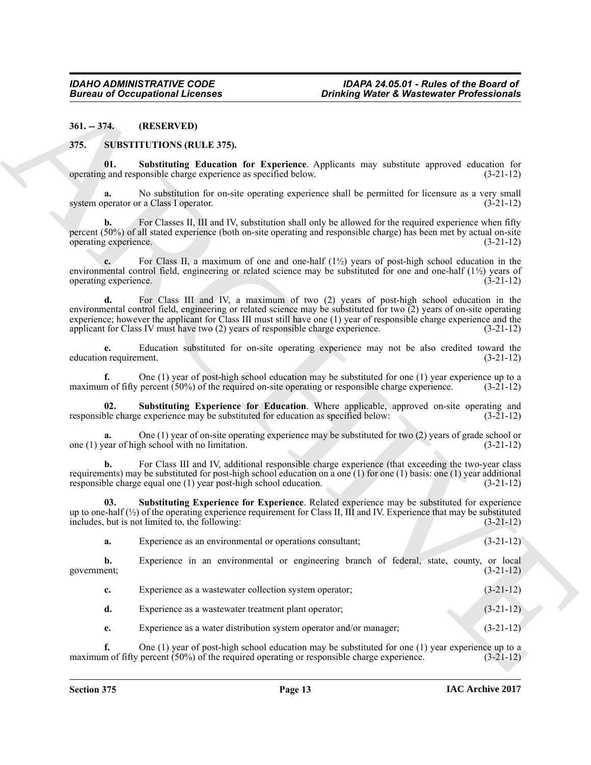**361. -- 374. (RESERVED)**

**375. SUBSTITUTIONS (RULE 375).**

**01. Substituting Education for Experience**. Applicants may substitute approved education for operating and responsible charge experience as specified below. (3-21-12)

**a.** No substitution for on-site operating experience shall be permitted for licensure as a very small system operator or a Class I operator. (3-21-12)

**b.** For Classes II, III and IV, substitution shall only be allowed for the required experience when fifty percent (50%) of all stated experience (both on-site operating and responsible charge) has been met by actual on-site operating experience. (3-21-12)

**c.** For Class II, a maximum of one and one-half (1½) years of post-high school education in the environmental control field, engineering or related science may be substituted for one and one-half (1½) years of operating experience. (3-21-12)

**d.** For Class III and IV, a maximum of two (2) years of post-high school education in the environmental control field, engineering or related science may be substituted for two (2) years of on-site operating experience; however the applicant for Class III must still have one (1) year of responsible charge experience and the applicant for Class IV must have two (2) years of responsible charge experience. (3-21-12)

**e.** Education substituted for on-site operating experience may not be also credited toward the education requirement. (3-21-12)

**f.** One (1) year of post-high school education may be substituted for one (1) year experience up to a maximum of fifty percent (50%) of the required on-site operating or responsible charge experience. (3-21-12)

**02. Substituting Experience for Education**. Where applicable, approved on-site operating and responsible charge experience may be substituted for education as specified below: (3-21-12)

**a.** One (1) year of on-site operating experience may be substituted for two (2) years of grade school or one (1) year of high school with no limitation. (3-21-12)

**b.** For Class III and IV, additional responsible charge experience (that exceeding the two-year class requirements) may be substituted for post-high school education on a one (1) for one (1) basis: one (1) year additional responsible charge equal one (1) year post-high school education. (3-21-12)

**03. Substituting Experience for Experience**. Related experience may be substituted for experience up to one-half (½) of the operating experience requirement for Class II, III and IV. Experience that may be substituted includes, but is not limited to, the following: (3-21-12)

**a.** Experience as an environmental or operations consultant; (3-21-12)

**b.** Experience in an environmental or engineering branch of federal, state, county, or local government; (3-21-12)

**c.** Experience as a wastewater collection system operator; (3-21-12)

**d.** Experience as a wastewater treatment plant operator; (3-21-12)

**e.** Experience as a water distribution system operator and/or manager; (3-21-12)

**f.** One (1) year of post-high school education may be substituted for one (1) year experience up to a maximum of fifty percent (50%) of the required operating or responsible charge experience. (3-21-12)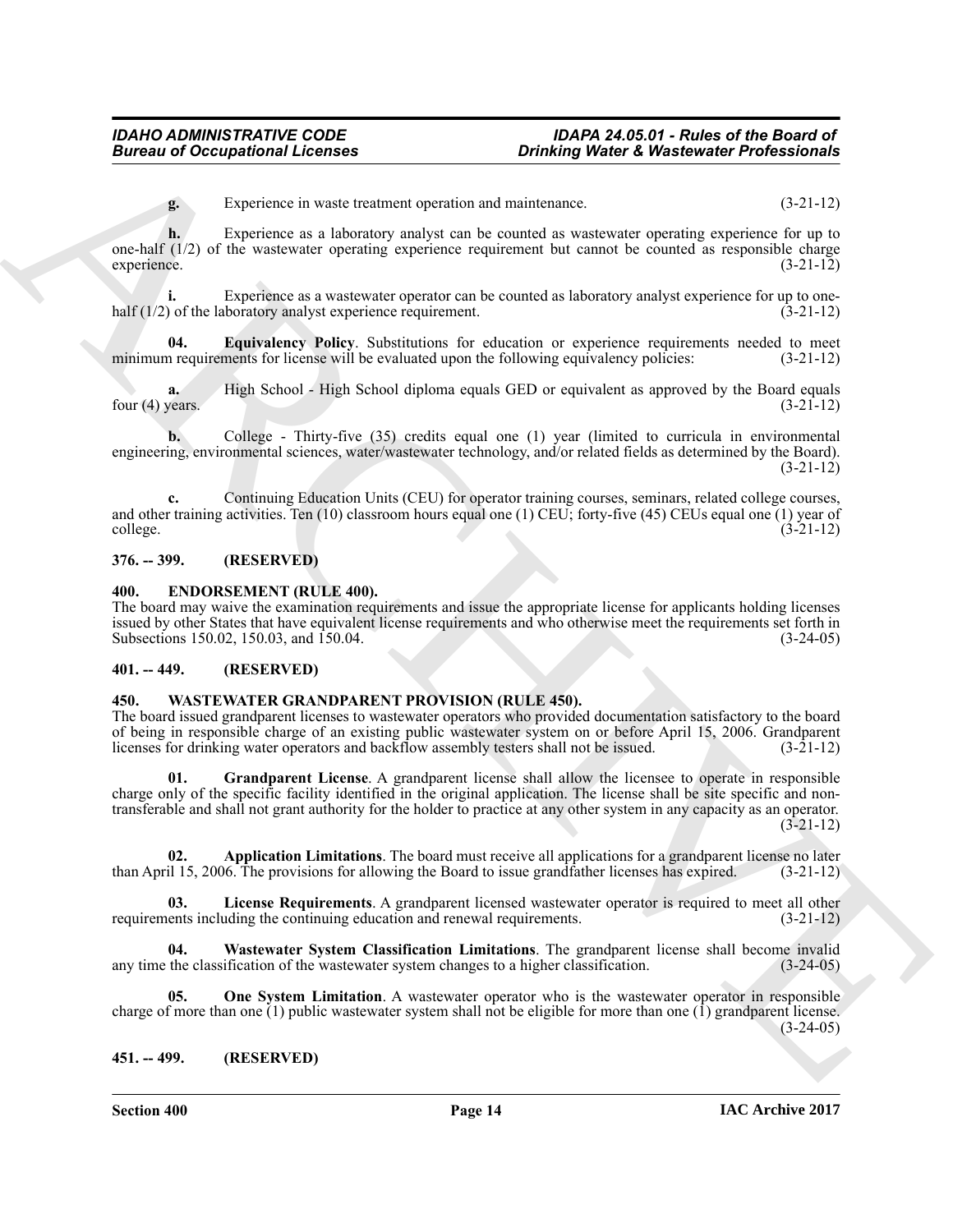**g.** Experience in waste treatment operation and maintenance. (3-21-12)

**h.** Experience as a laboratory analyst can be counted as wastewater operating experience for up to one-half (1/2) of the wastewater operating experience requirement but cannot be counted as responsible charge experience. (3-21-12)

**i.** Experience as a wastewater operator can be counted as laboratory analyst experience for up to one-half (1/2) of the laboratory analyst experience requirement. (3-21-12)

**04. Equivalency Policy**. Substitutions for education or experience requirements needed to meet minimum requirements for license will be evaluated upon the following equivalency policies: (3-21-12)

**a.** High School - High School diploma equals GED or equivalent as approved by the Board equals four (4) years. (3-21-12)

**b.** College - Thirty-five (35) credits equal one (1) year (limited to curricula in environmental engineering, environmental sciences, water/wastewater technology, and/or related fields as determined by the Board). (3-21-12)

**c.** Continuing Education Units (CEU) for operator training courses, seminars, related college courses, and other training activities. Ten (10) classroom hours equal one (1) CEU; forty-five (45) CEUs equal one (1) year of college. (3-21-12)

## 376. -- 399. (RESERVED)

## 400. ENDORSEMENT (RULE 400).

The board may waive the examination requirements and issue the appropriate license for applicants holding licenses issued by other States that have equivalent license requirements and who otherwise meet the requirements set forth in Subsections 150.02, 150.03, and 150.04. (3-24-05)

## 401. -- 449. (RESERVED)

## 450. WASTEWATER GRANDPARENT PROVISION (RULE 450).

The board issued grandparent licenses to wastewater operators who provided documentation satisfactory to the board of being in responsible charge of an existing public wastewater system on or before April 15, 2006. Grandparent licenses for drinking water operators and backflow assembly testers shall not be issued. (3-21-12)

**01. Grandparent License**. A grandparent license shall allow the licensee to operate in responsible charge only of the specific facility identified in the original application. The license shall be site specific and non-transferable and shall not grant authority for the holder to practice at any other system in any capacity as an operator. (3-21-12)

**02. Application Limitations**. The board must receive all applications for a grandparent license no later than April 15, 2006. The provisions for allowing the Board to issue grandfather licenses has expired. (3-21-12)

**03. License Requirements**. A grandparent licensed wastewater operator is required to meet all other requirements including the continuing education and renewal requirements. (3-21-12)

**04. Wastewater System Classification Limitations**. The grandparent license shall become invalid any time the classification of the wastewater system changes to a higher classification. (3-24-05)

**05. One System Limitation**. A wastewater operator who is the wastewater operator in responsible charge of more than one (1) public wastewater system shall not be eligible for more than one (1) grandparent license. (3-24-05)

## 451. -- 499. (RESERVED)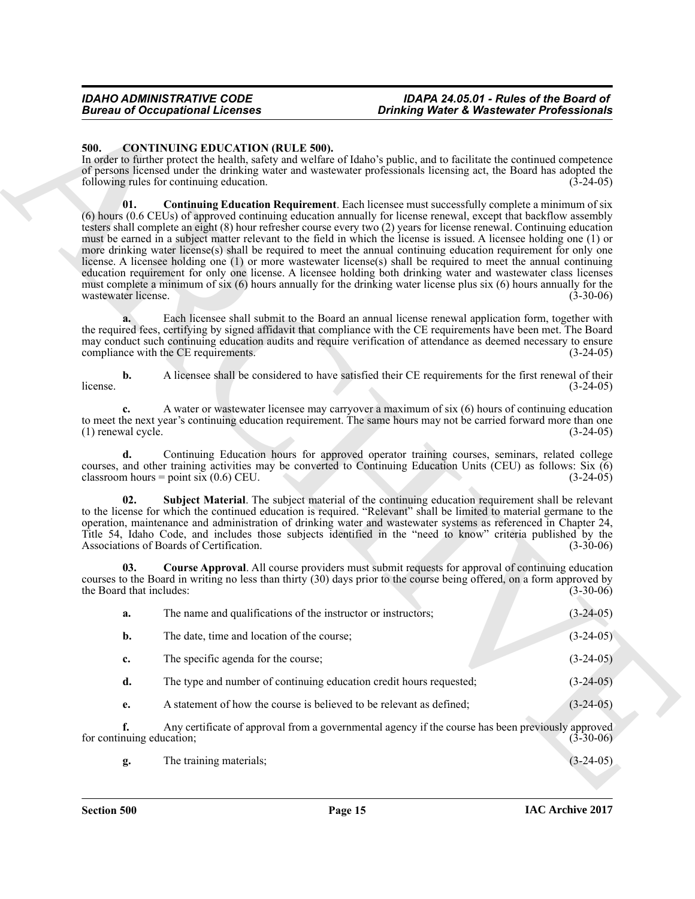## 500. CONTINUING EDUCATION (RULE 500).

In order to further protect the health, safety and welfare of Idaho's public, and to facilitate the continued competence of persons licensed under the drinking water and wastewater professionals licensing act, the Board has adopted the following rules for continuing education. (3-24-05)

**01. Continuing Education Requirement**. Each licensee must successfully complete a minimum of six (6) hours (0.6 CEUs) of approved continuing education annually for license renewal, except that backflow assembly testers shall complete an eight (8) hour refresher course every two (2) years for license renewal. Continuing education must be earned in a subject matter relevant to the field in which the license is issued. A licensee holding one (1) or more drinking water license(s) shall be required to meet the annual continuing education requirement for only one license. A licensee holding one (1) or more wastewater license(s) shall be required to meet the annual continuing education requirement for only one license. A licensee holding both drinking water and wastewater class licenses must complete a minimum of six (6) hours annually for the drinking water license plus six (6) hours annually for the wastewater license. (3-30-06)

**a.** Each licensee shall submit to the Board an annual license renewal application form, together with the required fees, certifying by signed affidavit that compliance with the CE requirements have been met. The Board may conduct such continuing education audits and require verification of attendance as deemed necessary to ensure compliance with the CE requirements. (3-24-05)

**b.** A licensee shall be considered to have satisfied their CE requirements for the first renewal of their license. (3-24-05)

**c.** A water or wastewater licensee may carryover a maximum of six (6) hours of continuing education to meet the next year's continuing education requirement. The same hours may not be carried forward more than one (1) renewal cycle. (3-24-05)

**d.** Continuing Education hours for approved operator training courses, seminars, related college courses, and other training activities may be converted to Continuing Education Units (CEU) as follows: Six (6) classroom hours = point six (0.6) CEU. (3-24-05)

**02. Subject Material**. The subject material of the continuing education requirement shall be relevant to the license for which the continued education is required. "Relevant" shall be limited to material germane to the operation, maintenance and administration of drinking water and wastewater systems as referenced in Chapter 24, Title 54, Idaho Code, and includes those subjects identified in the "need to know" criteria published by the Associations of Boards of Certification. (3-30-06)

**03. Course Approval**. All course providers must submit requests for approval of continuing education courses to the Board in writing no less than thirty (30) days prior to the course being offered, on a form approved by the Board that includes: (3-30-06)

**a.** The name and qualifications of the instructor or instructors; (3-24-05)

**b.** The date, time and location of the course; (3-24-05)

**c.** The specific agenda for the course; (3-24-05)

**d.** The type and number of continuing education credit hours requested; (3-24-05)

**e.** A statement of how the course is believed to be relevant as defined; (3-24-05)

**f.** Any certificate of approval from a governmental agency if the course has been previously approved for continuing education; (3-30-06)

**g.** The training materials; (3-24-05)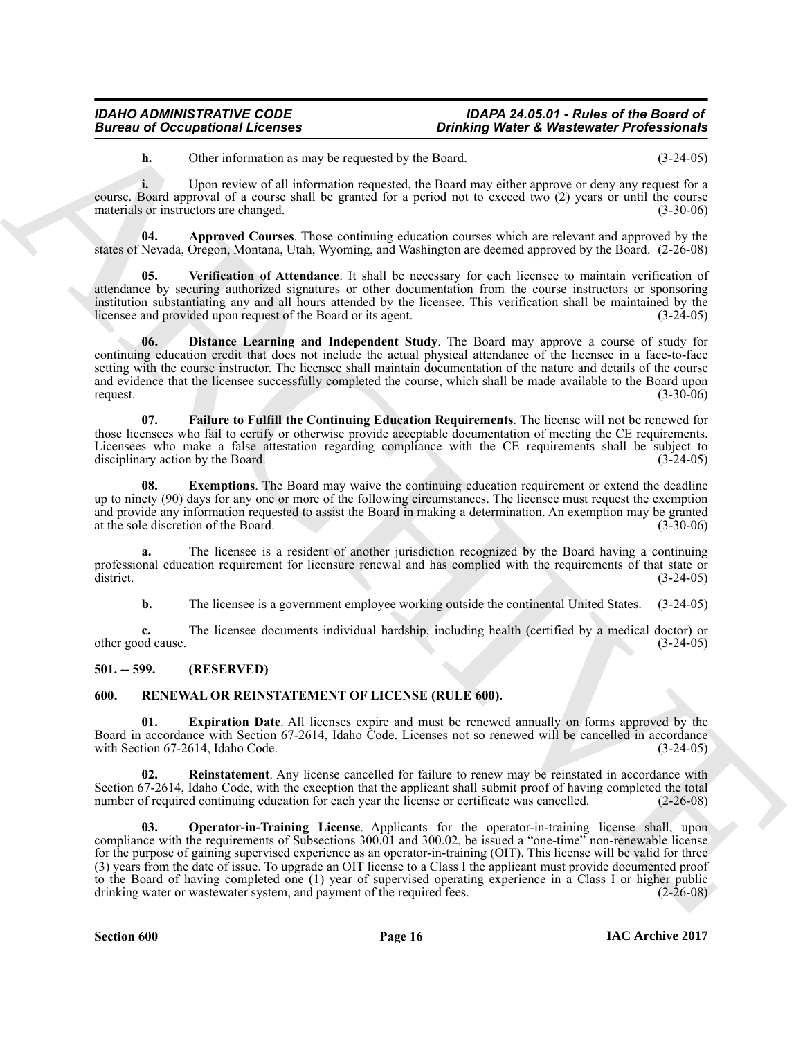**h.** Other information as may be requested by the Board. (3-24-05)

**i.** Upon review of all information requested, the Board may either approve or deny any request for a course. Board approval of a course shall be granted for a period not to exceed two (2) years or until the course materials or instructors are changed. (3-30-06)

**04. Approved Courses**. Those continuing education courses which are relevant and approved by the states of Nevada, Oregon, Montana, Utah, Wyoming, and Washington are deemed approved by the Board. (2-26-08)

**05. Verification of Attendance**. It shall be necessary for each licensee to maintain verification of attendance by securing authorized signatures or other documentation from the course instructors or sponsoring institution substantiating any and all hours attended by the licensee. This verification shall be maintained by the licensee and provided upon request of the Board or its agent. (3-24-05)

**06. Distance Learning and Independent Study**. The Board may approve a course of study for continuing education credit that does not include the actual physical attendance of the licensee in a face-to-face setting with the course instructor. The licensee shall maintain documentation of the nature and details of the course and evidence that the licensee successfully completed the course, which shall be made available to the Board upon request. (3-30-06)

**07. Failure to Fulfill the Continuing Education Requirements**. The license will not be renewed for those licensees who fail to certify or otherwise provide acceptable documentation of meeting the CE requirements. Licensees who make a false attestation regarding compliance with the CE requirements shall be subject to disciplinary action by the Board. (3-24-05)

**08. Exemptions**. The Board may waive the continuing education requirement or extend the deadline up to ninety (90) days for any one or more of the following circumstances. The licensee must request the exemption and provide any information requested to assist the Board in making a determination. An exemption may be granted at the sole discretion of the Board. (3-30-06)

**a.** The licensee is a resident of another jurisdiction recognized by the Board having a continuing professional education requirement for licensure renewal and has complied with the requirements of that state or district. (3-24-05)

**b.** The licensee is a government employee working outside the continental United States. (3-24-05)

**c.** The licensee documents individual hardship, including health (certified by a medical doctor) or other good cause. (3-24-05)

### 501. -- 599. (RESERVED)

### 600. RENEWAL OR REINSTATEMENT OF LICENSE (RULE 600).

**01. Expiration Date**. All licenses expire and must be renewed annually on forms approved by the Board in accordance with Section 67-2614, Idaho Code. Licenses not so renewed will be cancelled in accordance with Section 67-2614, Idaho Code. (3-24-05)

**02. Reinstatement**. Any license cancelled for failure to renew may be reinstated in accordance with Section 67-2614, Idaho Code, with the exception that the applicant shall submit proof of having completed the total number of required continuing education for each year the license or certificate was cancelled. (2-26-08)

**03. Operator-in-Training License**. Applicants for the operator-in-training license shall, upon compliance with the requirements of Subsections 300.01 and 300.02, be issued a "one-time" non-renewable license for the purpose of gaining supervised experience as an operator-in-training (OIT). This license will be valid for three (3) years from the date of issue. To upgrade an OIT license to a Class I the applicant must provide documented proof to the Board of having completed one (1) year of supervised operating experience in a Class I or higher public drinking water or wastewater system, and payment of the required fees. (2-26-08)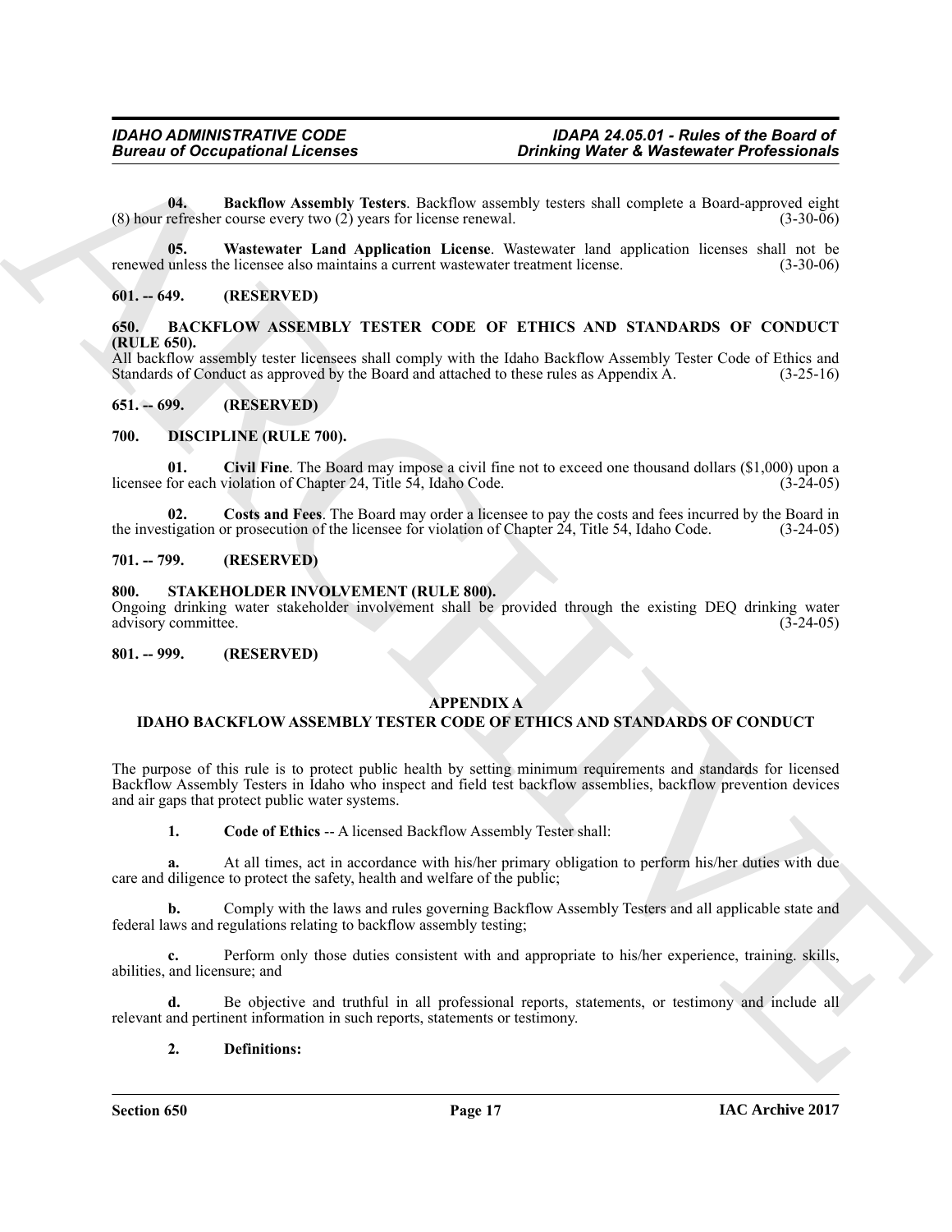**04. Backflow Assembly Testers**. Backflow assembly testers shall complete a Board-approved eight (8) hour refresher course every two (2) years for license renewal. (3-30-06)

**05. Wastewater Land Application License**. Wastewater land application licenses shall not be renewed unless the licensee also maintains a current wastewater treatment license. (3-30-06)

**601. -- 649. (RESERVED)**

**650. BACKFLOW ASSEMBLY TESTER CODE OF ETHICS AND STANDARDS OF CONDUCT (RULE 650).**

All backflow assembly tester licensees shall comply with the Idaho Backflow Assembly Tester Code of Ethics and Standards of Conduct as approved by the Board and attached to these rules as Appendix A. (3-25-16)

**651. -- 699. (RESERVED)**

**700. DISCIPLINE (RULE 700).**

**01. Civil Fine**. The Board may impose a civil fine not to exceed one thousand dollars ($1,000) upon a licensee for each violation of Chapter 24, Title 54, Idaho Code. (3-24-05)

**02. Costs and Fees**. The Board may order a licensee to pay the costs and fees incurred by the Board in the investigation or prosecution of the licensee for violation of Chapter 24, Title 54, Idaho Code. (3-24-05)

**701. -- 799. (RESERVED)**

**800. STAKEHOLDER INVOLVEMENT (RULE 800).**

Ongoing drinking water stakeholder involvement shall be provided through the existing DEQ drinking water advisory committee. (3-24-05)

**801. -- 999. (RESERVED)**

**APPENDIX A**

**IDAHO BACKFLOW ASSEMBLY TESTER CODE OF ETHICS AND STANDARDS OF CONDUCT**

The purpose of this rule is to protect public health by setting minimum requirements and standards for licensed Backflow Assembly Testers in Idaho who inspect and field test backflow assemblies, backflow prevention devices and air gaps that protect public water systems.

**1. Code of Ethics** -- A licensed Backflow Assembly Tester shall:

**a.** At all times, act in accordance with his/her primary obligation to perform his/her duties with due care and diligence to protect the safety, health and welfare of the public;

**b.** Comply with the laws and rules governing Backflow Assembly Testers and all applicable state and federal laws and regulations relating to backflow assembly testing;

**c.** Perform only those duties consistent with and appropriate to his/her experience, training. skills, abilities, and licensure; and

**d.** Be objective and truthful in all professional reports, statements, or testimony and include all relevant and pertinent information in such reports, statements or testimony.

**2. Definitions:**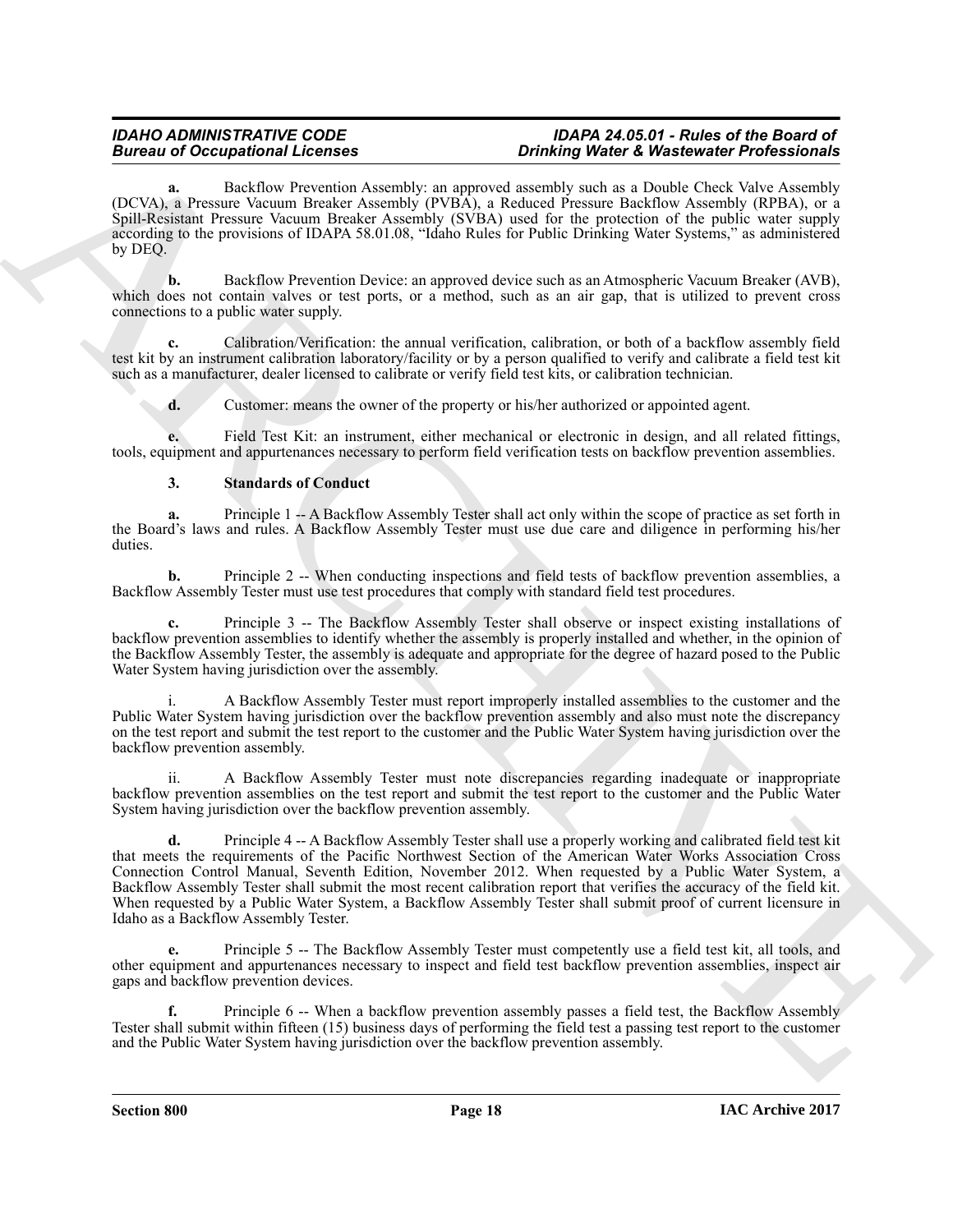**a.** Backflow Prevention Assembly: an approved assembly such as a Double Check Valve Assembly (DCVA), a Pressure Vacuum Breaker Assembly (PVBA), a Reduced Pressure Backflow Assembly (RPBA), or a Spill-Resistant Pressure Vacuum Breaker Assembly (SVBA) used for the protection of the public water supply according to the provisions of IDAPA 58.01.08, "Idaho Rules for Public Drinking Water Systems," as administered by DEQ.

**b.** Backflow Prevention Device: an approved device such as an Atmospheric Vacuum Breaker (AVB), which does not contain valves or test ports, or a method, such as an air gap, that is utilized to prevent cross connections to a public water supply.

**c.** Calibration/Verification: the annual verification, calibration, or both of a backflow assembly field test kit by an instrument calibration laboratory/facility or by a person qualified to verify and calibrate a field test kit such as a manufacturer, dealer licensed to calibrate or verify field test kits, or calibration technician.

**d.** Customer: means the owner of the property or his/her authorized or appointed agent.

**e.** Field Test Kit: an instrument, either mechanical or electronic in design, and all related fittings, tools, equipment and appurtenances necessary to perform field verification tests on backflow prevention assemblies.

**3. Standards of Conduct**

**a.** Principle 1 -- A Backflow Assembly Tester shall act only within the scope of practice as set forth in the Board's laws and rules. A Backflow Assembly Tester must use due care and diligence in performing his/her duties.

**b.** Principle 2 -- When conducting inspections and field tests of backflow prevention assemblies, a Backflow Assembly Tester must use test procedures that comply with standard field test procedures.

**c.** Principle 3 -- The Backflow Assembly Tester shall observe or inspect existing installations of backflow prevention assemblies to identify whether the assembly is properly installed and whether, in the opinion of the Backflow Assembly Tester, the assembly is adequate and appropriate for the degree of hazard posed to the Public Water System having jurisdiction over the assembly.

i. A Backflow Assembly Tester must report improperly installed assemblies to the customer and the Public Water System having jurisdiction over the backflow prevention assembly and also must note the discrepancy on the test report and submit the test report to the customer and the Public Water System having jurisdiction over the backflow prevention assembly.

ii. A Backflow Assembly Tester must note discrepancies regarding inadequate or inappropriate backflow prevention assemblies on the test report and submit the test report to the customer and the Public Water System having jurisdiction over the backflow prevention assembly.

**d.** Principle 4 -- A Backflow Assembly Tester shall use a properly working and calibrated field test kit that meets the requirements of the Pacific Northwest Section of the American Water Works Association Cross Connection Control Manual, Seventh Edition, November 2012. When requested by a Public Water System, a Backflow Assembly Tester shall submit the most recent calibration report that verifies the accuracy of the field kit. When requested by a Public Water System, a Backflow Assembly Tester shall submit proof of current licensure in Idaho as a Backflow Assembly Tester.

**e.** Principle 5 -- The Backflow Assembly Tester must competently use a field test kit, all tools, and other equipment and appurtenances necessary to inspect and field test backflow prevention assemblies, inspect air gaps and backflow prevention devices.

**f.** Principle 6 -- When a backflow prevention assembly passes a field test, the Backflow Assembly Tester shall submit within fifteen (15) business days of performing the field test a passing test report to the customer and the Public Water System having jurisdiction over the backflow prevention assembly.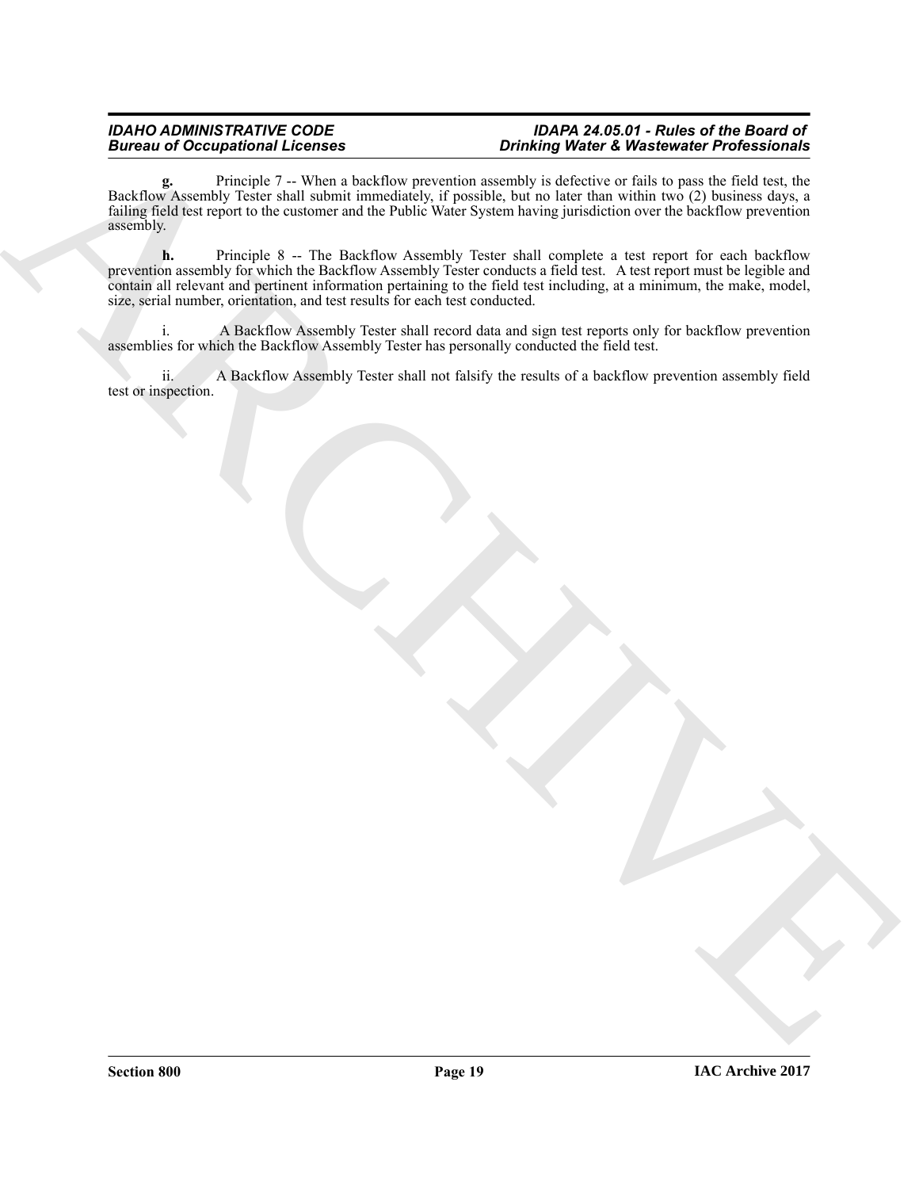**g.** Principle 7 -- When a backflow prevention assembly is defective or fails to pass the field test, the Backflow Assembly Tester shall submit immediately, if possible, but no later than within two (2) business days, a failing field test report to the customer and the Public Water System having jurisdiction over the backflow prevention assembly.

**h.** Principle 8 -- The Backflow Assembly Tester shall complete a test report for each backflow prevention assembly for which the Backflow Assembly Tester conducts a field test. A test report must be legible and contain all relevant and pertinent information pertaining to the field test including, at a minimum, the make, model, size, serial number, orientation, and test results for each test conducted.

i. A Backflow Assembly Tester shall record data and sign test reports only for backflow prevention assemblies for which the Backflow Assembly Tester has personally conducted the field test.

ii. A Backflow Assembly Tester shall not falsify the results of a backflow prevention assembly field test or inspection.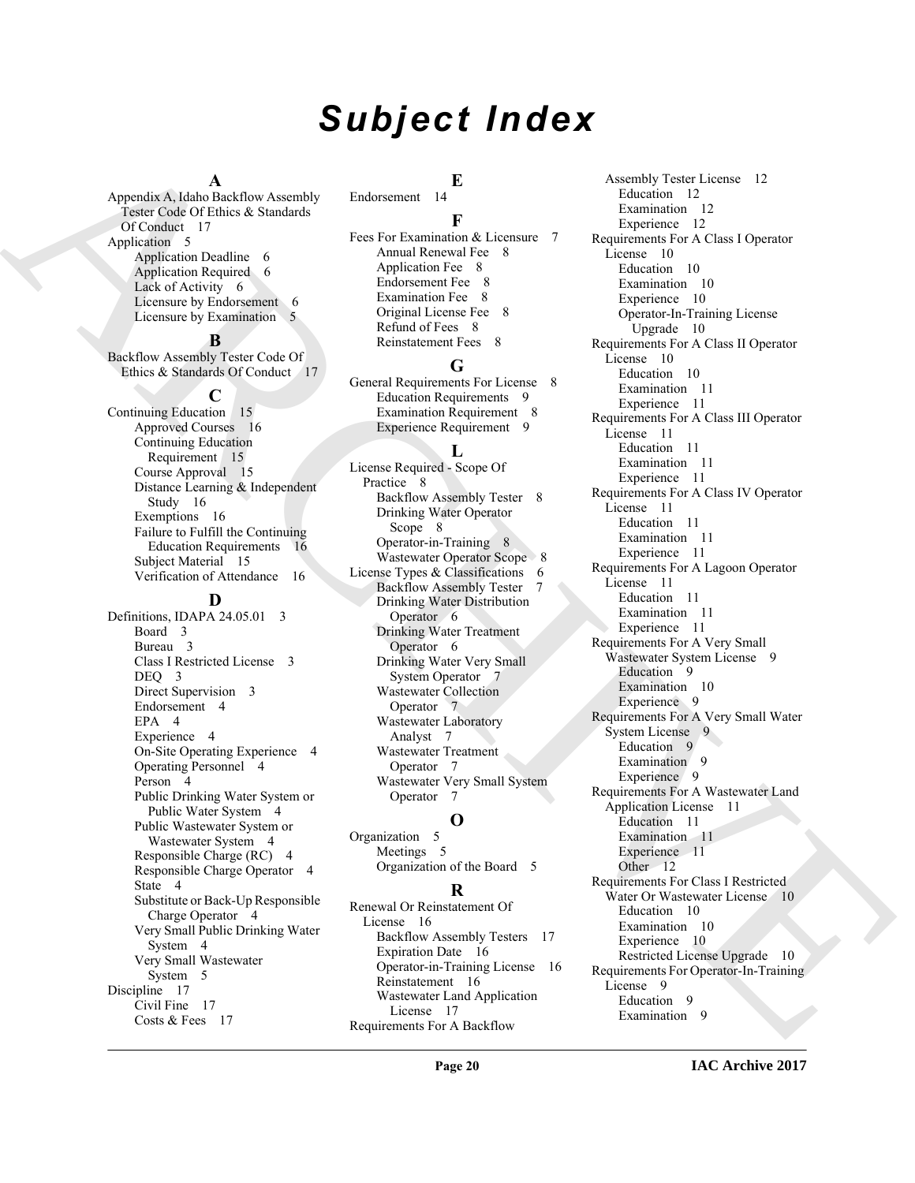# Subject Index

### A

Appendix A, Idaho Backflow Assembly Tester Code Of Ethics & Standards Of Conduct 17
Application 5
- Application Deadline 6
- Application Required 6
- Lack of Activity 6
- Licensure by Endorsement 6
- Licensure by Examination 5

### B

Backflow Assembly Tester Code Of Ethics & Standards Of Conduct 17

### C

Continuing Education 15
- Approved Courses 16
- Continuing Education Requirement 15
- Course Approval 15
- Distance Learning & Independent Study 16
- Exemptions 16
- Failure to Fulfill the Continuing Education Requirements 16
- Subject Material 15
- Verification of Attendance 16

### D

Definitions, IDAPA 24.05.01 3
- Board 3
- Bureau 3
- Class I Restricted License 3
- DEQ 3
- Direct Supervision 3
- Endorsement 4
- EPA 4
- Experience 4
- On-Site Operating Experience 4
- Operating Personnel 4
- Person 4
- Public Drinking Water System or Public Water System 4
- Public Wastewater System or Wastewater System 4
- Responsible Charge (RC) 4
- Responsible Charge Operator 4
- State 4
- Substitute or Back-Up Responsible Charge Operator 4
- Very Small Public Drinking Water System 4
- Very Small Wastewater System 5

Discipline 17
- Civil Fine 17
- Costs & Fees 17

### E

Endorsement 14

### F

Fees For Examination & Licensure 7
- Annual Renewal Fee 8
- Application Fee 8
- Endorsement Fee 8
- Examination Fee 8
- Original License Fee 8
- Refund of Fees 8
- Reinstatement Fees 8

### G

General Requirements For License 8
- Education Requirements 9
- Examination Requirement 8
- Experience Requirement 9

### L

License Required - Scope Of Practice 8
- Backflow Assembly Tester 8
- Drinking Water Operator Scope 8
- Operator-in-Training 8
- Wastewater Operator Scope 8

License Types & Classifications 6
- Backflow Assembly Tester 7
- Drinking Water Distribution Operator 6
- Drinking Water Treatment Operator 6
- Drinking Water Very Small System Operator 7
- Wastewater Collection Operator 7
- Wastewater Laboratory Analyst 7
- Wastewater Treatment Operator 7
- Wastewater Very Small System Operator 7

### O

Organization 5
- Meetings 5
- Organization of the Board 5

### R

Renewal Or Reinstatement Of License 16
- Backflow Assembly Testers 17
- Expiration Date 16
- Operator-in-Training License 16
- Reinstatement 16
- Wastewater Land Application License 17

Requirements For A Backflow Assembly Tester License 12
- Education 12
- Examination 12
- Experience 12

Requirements For A Class I Operator License 10
- Education 10
- Examination 10
- Experience 10
- Operator-In-Training License Upgrade 10

Requirements For A Class II Operator License 10
- Education 10
- Examination 11
- Experience 11

Requirements For A Class III Operator License 11
- Education 11
- Examination 11
- Experience 11

Requirements For A Class IV Operator License 11
- Education 11
- Examination 11
- Experience 11

Requirements For A Lagoon Operator License 11
- Education 11
- Examination 11
- Experience 11

Requirements For A Very Small Wastewater System License 9
- Education 9
- Examination 10
- Experience 9

Requirements For A Very Small Water System License 9
- Education 9
- Examination 9
- Experience 9

Requirements For A Wastewater Land Application License 11
- Education 11
- Examination 11
- Experience 11
- Other 12

Requirements For Class I Restricted Water Or Wastewater License 10
- Education 10
- Examination 10
- Experience 10
- Restricted License Upgrade 10

Requirements For Operator-In-Training License 9
- Education 9
- Examination 9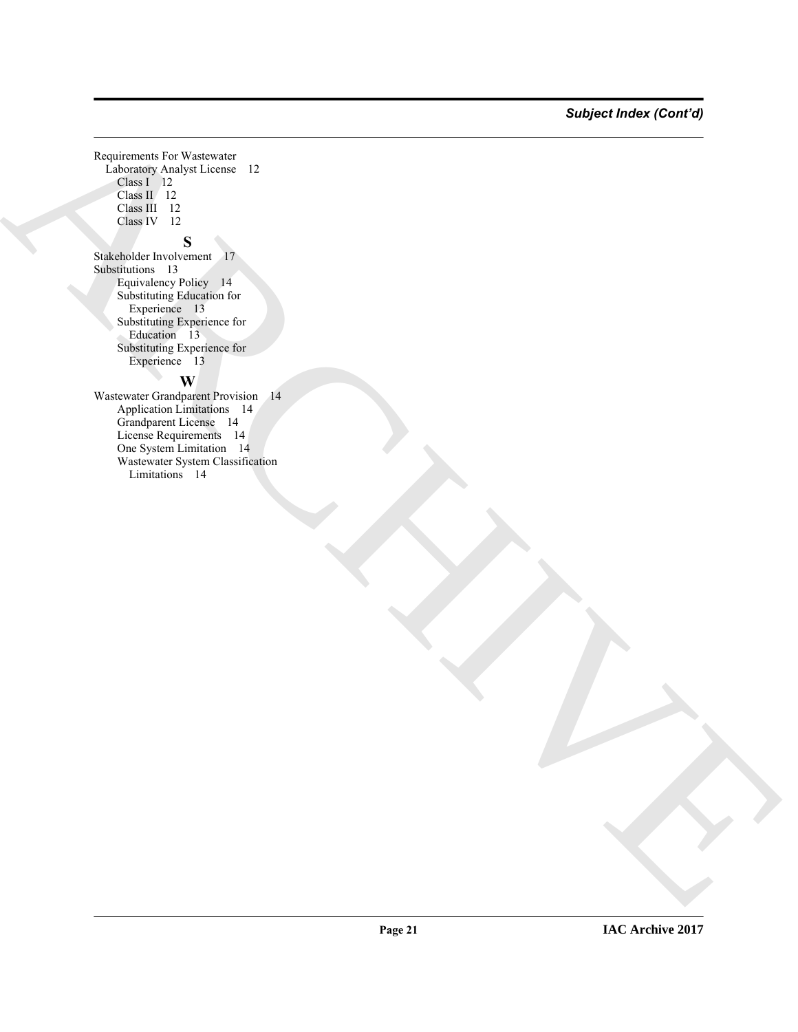Requirements For Wastewater Laboratory Analyst License 12
- Class I 12
- Class II 12
- Class III 12
- Class IV 12

**S**

Stakeholder Involvement 17

Substitutions 13
- Equivalency Policy 14
- Substituting Education for Experience 13
- Substituting Experience for Education 13
- Substituting Experience for Experience 13

**W**

Wastewater Grandparent Provision 14
- Application Limitations 14
- Grandparent License 14
- License Requirements 14
- One System Limitation 14
- Wastewater System Classification Limitations 14